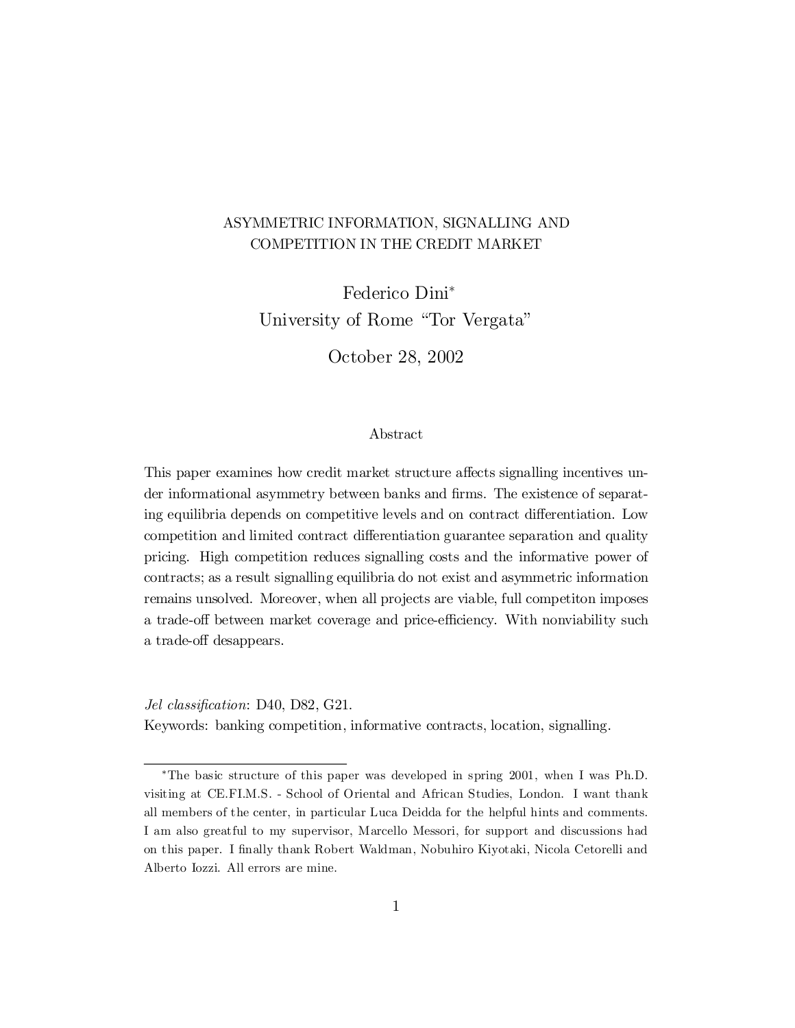# ASYMMETRIC INFORMATION, SIGNALLING AND COMPETITION IN THE CREDIT MARKET

Federico Dini[*]
University of Rome "Tor Vergata"

October 28, 2002

## Abstract

This paper examines how credit market structure affects signalling incentives under informational asymmetry between banks and firms. The existence of separating equilibria depends on competitive levels and on contract differentiation. Low competition and limited contract differentiation guarantee separation and quality pricing. High competition reduces signalling costs and the informative power of contracts; as a result signalling equilibria do not exist and asymmetric information remains unsolved. Moreover, when all projects are viable, full competiton imposes a trade-off between market coverage and price-efficiency. With nonviability such a trade-off desappears.

*Jel classification*: D40, D82, G21.
Keywords: banking competition, informative contracts, location, signalling.

---

[*] The basic structure of this paper was developed in spring 2001, when I was Ph.D. visiting at CE.FI.M.S. - School of Oriental and African Studies, London. I want thank all members of the center, in particular Luca Deidda for the helpful hints and comments. I am also greatful to my supervisor, Marcello Messori, for support and discussions had on this paper. I finally thank Robert Waldman, Nobuhiro Kiyotaki, Nicola Cetorelli and Alberto Iozzi. All errors are mine.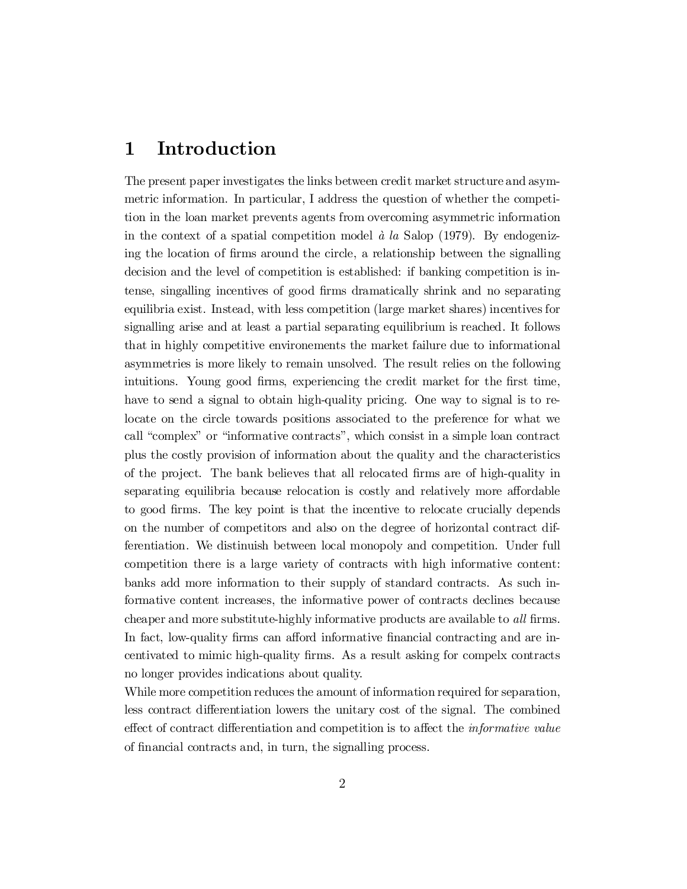# 1 Introduction

The present paper investigates the links between credit market structure and asymmetric information. In particular, I address the question of whether the competition in the loan market prevents agents from overcoming asymmetric information in the context of a spatial competition model *à la* Salop (1979). By endogenizing the location of firms around the circle, a relationship between the signalling decision and the level of competition is established: if banking competition is intense, singalling incentives of good firms dramatically shrink and no separating equilibria exist. Instead, with less competition (large market shares) incentives for signalling arise and at least a partial separating equilibrium is reached. It follows that in highly competitive environements the market failure due to informational asymmetries is more likely to remain unsolved. The result relies on the following intuitions. Young good firms, experiencing the credit market for the first time, have to send a signal to obtain high-quality pricing. One way to signal is to relocate on the circle towards positions associated to the preference for what we call "complex" or "informative contracts", which consist in a simple loan contract plus the costly provision of information about the quality and the characteristics of the project. The bank believes that all relocated firms are of high-quality in separating equilibria because relocation is costly and relatively more affordable to good firms. The key point is that the incentive to relocate crucially depends on the number of competitors and also on the degree of horizontal contract differentiation. We distinuish between local monopoly and competition. Under full competition there is a large variety of contracts with high informative content: banks add more information to their supply of standard contracts. As such informative content increases, the informative power of contracts declines because cheaper and more substitute-highly informative products are available to *all* firms. In fact, low-quality firms can afford informative financial contracting and are incentivated to mimic high-quality firms. As a result asking for compelx contracts no longer provides indications about quality.

While more competition reduces the amount of information required for separation, less contract differentiation lowers the unitary cost of the signal. The combined effect of contract differentiation and competition is to affect the *informative value* of financial contracts and, in turn, the signalling process.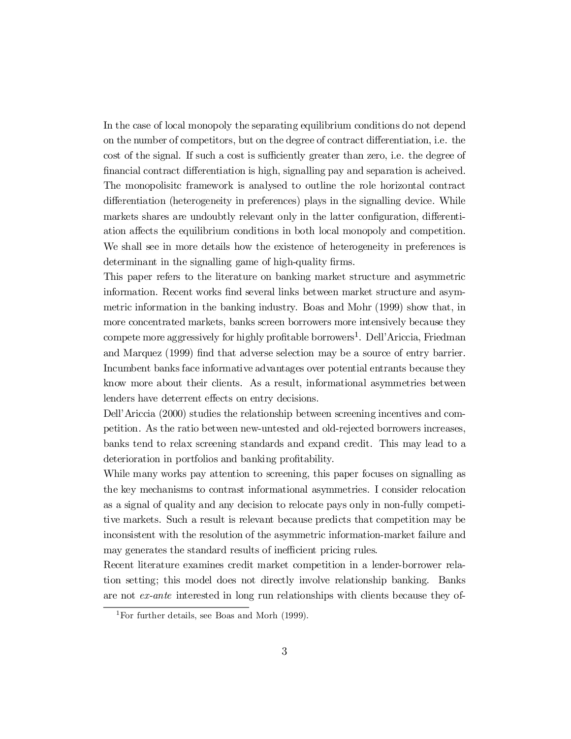In the case of local monopoly the separating equilibrium conditions do not depend on the number of competitors, but on the degree of contract differentiation, i.e. the cost of the signal. If such a cost is sufficiently greater than zero, i.e. the degree of financial contract differentiation is high, signalling pay and separation is acheived. The monopolisitc framework is analysed to outline the role horizontal contract differentiation (heterogeneity in preferences) plays in the signalling device. While markets shares are undoubtly relevant only in the latter configuration, differentiation affects the equilibrium conditions in both local monopoly and competition. We shall see in more details how the existence of heterogeneity in preferences is determinant in the signalling game of high-quality firms.

This paper refers to the literature on banking market structure and asymmetric information. Recent works find several links between market structure and asymmetric information in the banking industry. Boas and Mohr (1999) show that, in more concentrated markets, banks screen borrowers more intensively because they compete more aggressively for highly profitable borrowers[1]. Dell'Ariccia, Friedman and Marquez (1999) find that adverse selection may be a source of entry barrier. Incumbent banks face informative advantages over potential entrants because they know more about their clients. As a result, informational asymmetries between lenders have deterrent effects on entry decisions.

Dell'Ariccia (2000) studies the relationship between screening incentives and competition. As the ratio between new-untested and old-rejected borrowers increases, banks tend to relax screening standards and expand credit. This may lead to a deterioration in portfolios and banking profitability.

While many works pay attention to screening, this paper focuses on signalling as the key mechanisms to contrast informational asymmetries. I consider relocation as a signal of quality and any decision to relocate pays only in non-fully competitive markets. Such a result is relevant because predicts that competition may be inconsistent with the resolution of the asymmetric information-market failure and may generates the standard results of inefficient pricing rules.

Recent literature examines credit market competition in a lender-borrower relation setting; this model does not directly involve relationship banking. Banks are not *ex-ante* interested in long run relationships with clients because they of-

[1] For further details, see Boas and Morh (1999).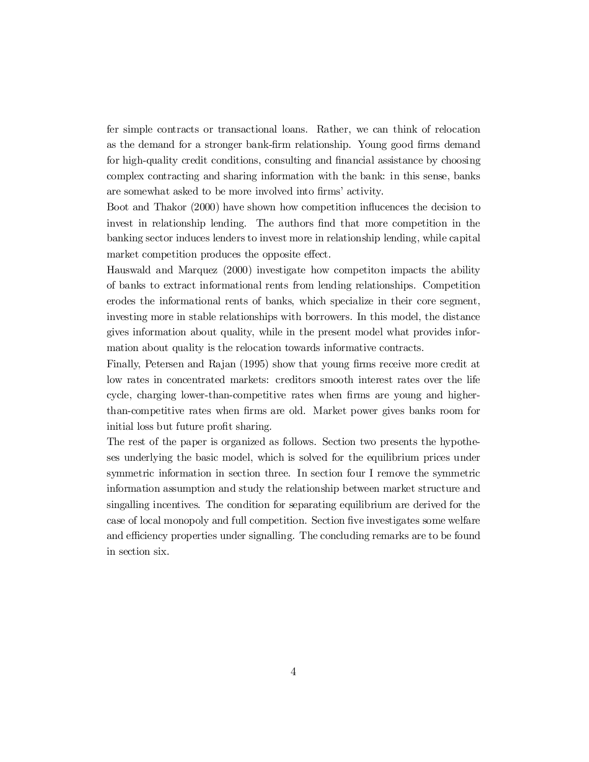fer simple contracts or transactional loans. Rather, we can think of relocation as the demand for a stronger bank-firm relationship. Young good firms demand for high-quality credit conditions, consulting and financial assistance by choosing complex contracting and sharing information with the bank: in this sense, banks are somewhat asked to be more involved into firms' activity.

Boot and Thakor (2000) have shown how competition influcences the decision to invest in relationship lending. The authors find that more competition in the banking sector induces lenders to invest more in relationship lending, while capital market competition produces the opposite effect.

Hauswald and Marquez (2000) investigate how competiton impacts the ability of banks to extract informational rents from lending relationships. Competition erodes the informational rents of banks, which specialize in their core segment, investing more in stable relationships with borrowers. In this model, the distance gives information about quality, while in the present model what provides information about quality is the relocation towards informative contracts.

Finally, Petersen and Rajan (1995) show that young firms receive more credit at low rates in concentrated markets: creditors smooth interest rates over the life cycle, charging lower-than-competitive rates when firms are young and higher-than-competitive rates when firms are old. Market power gives banks room for initial loss but future profit sharing.

The rest of the paper is organized as follows. Section two presents the hypotheses underlying the basic model, which is solved for the equilibrium prices under symmetric information in section three. In section four I remove the symmetric information assumption and study the relationship between market structure and singalling incentives. The condition for separating equilibrium are derived for the case of local monopoly and full competition. Section five investigates some welfare and efficiency properties under signalling. The concluding remarks are to be found in section six.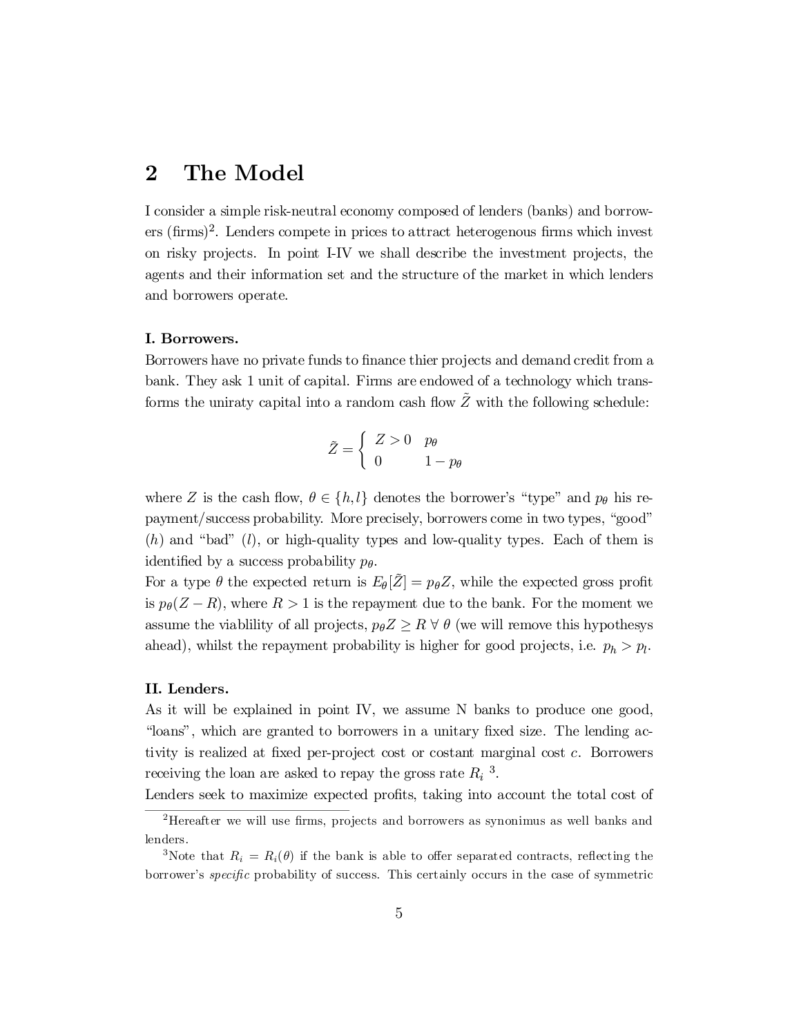## 2 The Model

I consider a simple risk-neutral economy composed of lenders (banks) and borrowers (firms)[2]. Lenders compete in prices to attract heterogenous firms which invest on risky projects. In point I-IV we shall describe the investment projects, the agents and their information set and the structure of the market in which lenders and borrowers operate.

**I. Borrowers.**
Borrowers have no private funds to finance thier projects and demand credit from a bank. They ask 1 unit of capital. Firms are endowed of a technology which transforms the uniraty capital into a random cash flow $\tilde{Z}$ with the following schedule:

$$\tilde{Z} = \begin{cases} Z > 0 & p_\theta \\ 0 & 1 - p_\theta \end{cases}$$

where $Z$ is the cash flow, $\theta \in \{h, l\}$ denotes the borrower's "type" and $p_\theta$ his repayment/success probability. More precisely, borrowers come in two types, "good" ($h$) and "bad" ($l$), or high-quality types and low-quality types. Each of them is identified by a success probability $p_\theta$.
For a type $\theta$ the expected return is $E_\theta[\tilde{Z}] = p_\theta Z$, while the expected gross profit is $p_\theta(Z - R)$, where $R > 1$ is the repayment due to the bank. For the moment we assume the viablility of all projects, $p_\theta Z \geq R \; \forall \; \theta$ (we will remove this hypothesys ahead), whilst the repayment probability is higher for good projects, i.e. $p_h > p_l$.

**II. Lenders.**
As it will be explained in point IV, we assume N banks to produce one good, "loans", which are granted to borrowers in a unitary fixed size. The lending activity is realized at fixed per-project cost or costant marginal cost $c$. Borrowers receiving the loan are asked to repay the gross rate $R_i$ [3].
Lenders seek to maximize expected profits, taking into account the total cost of

[2] Hereafter we will use firms, projects and borrowers as synonimus as well banks and lenders.

[3] Note that $R_i = R_i(\theta)$ if the bank is able to offer separated contracts, reflecting the borrower's *specific* probability of success. This certainly occurs in the case of symmetric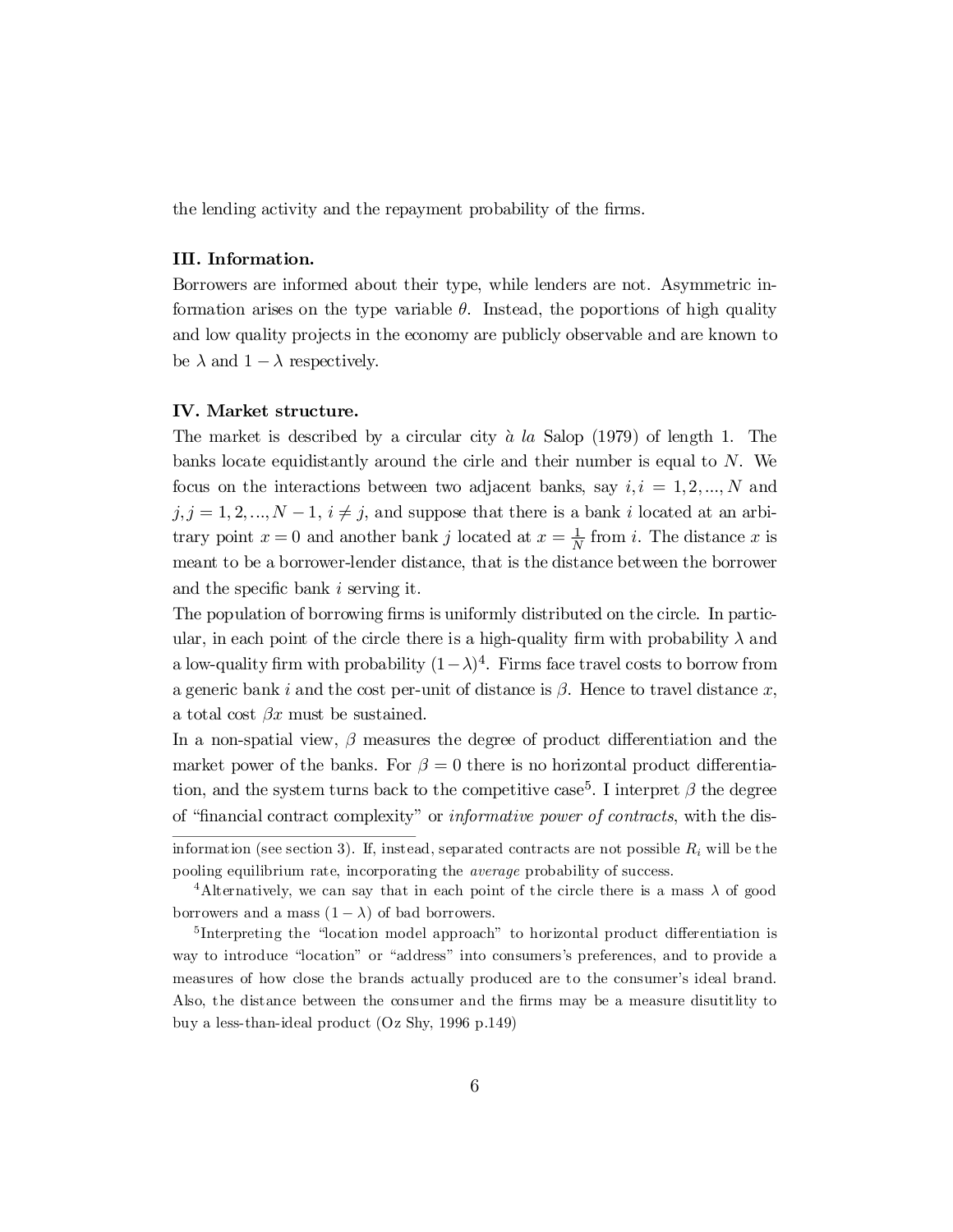the lending activity and the repayment probability of the firms.

**III. Information.**

Borrowers are informed about their type, while lenders are not. Asymmetric information arises on the type variable $\theta$. Instead, the poportions of high quality and low quality projects in the economy are publicly observable and are known to be $\lambda$ and $1-\lambda$ respectively.

**IV. Market structure.**

The market is described by a circular city *à la* Salop (1979) of length 1. The banks locate equidistantly around the cirle and their number is equal to $N$. We focus on the interactions between two adjacent banks, say $i, i = 1, 2, ..., N$ and $j, j = 1, 2, ..., N-1$, $i \neq j$, and suppose that there is a bank $i$ located at an arbitrary point $x = 0$ and another bank $j$ located at $x = \frac{1}{N}$ from $i$. The distance $x$ is meant to be a borrower-lender distance, that is the distance between the borrower and the specific bank $i$ serving it.

The population of borrowing firms is uniformly distributed on the circle. In particular, in each point of the circle there is a high-quality firm with probability $\lambda$ and a low-quality firm with probability $(1-\lambda)$[4]. Firms face travel costs to borrow from a generic bank $i$ and the cost per-unit of distance is $\beta$. Hence to travel distance $x$, a total cost $\beta x$ must be sustained.

In a non-spatial view, $\beta$ measures the degree of product differentiation and the market power of the banks. For $\beta = 0$ there is no horizontal product differentiation, and the system turns back to the competitive case[5]. I interpret $\beta$ the degree of "financial contract complexity" or *informative power of contracts*, with the dis-

information (see section 3). If, instead, separated contracts are not possible $R_i$ will be the pooling equilibrium rate, incorporating the *average* probability of success.

[4]Alternatively, we can say that in each point of the circle there is a mass $\lambda$ of good borrowers and a mass $(1-\lambda)$ of bad borrowers.

[5]Interpreting the "location model approach" to horizontal product differentiation is way to introduce "location" or "address" into consumers's preferences, and to provide a measures of how close the brands actually produced are to the consumer's ideal brand. Also, the distance between the consumer and the firms may be a measure disutitlity to buy a less-than-ideal product (Oz Shy, 1996 p.149)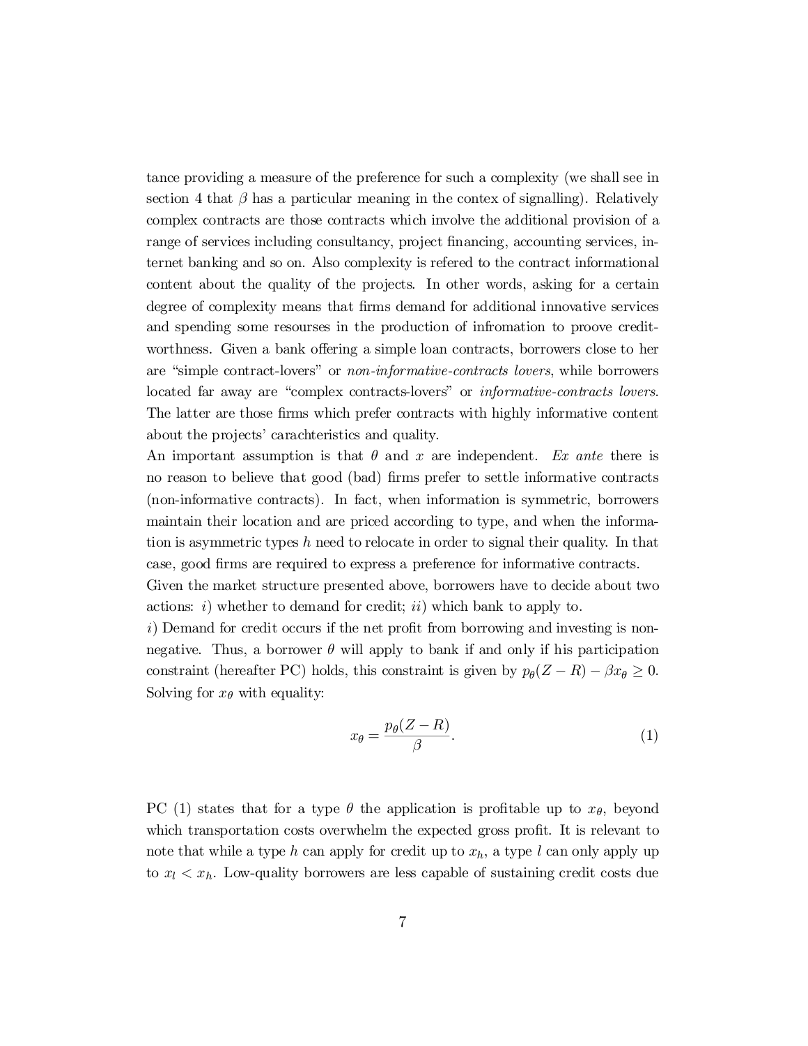tance providing a measure of the preference for such a complexity (we shall see in section 4 that $\beta$ has a particular meaning in the contex of signalling). Relatively complex contracts are those contracts which involve the additional provision of a range of services including consultancy, project financing, accounting services, internet banking and so on. Also complexity is refered to the contract informational content about the quality of the projects. In other words, asking for a certain degree of complexity means that firms demand for additional innovative services and spending some resourses in the production of infromation to proove creditworthness. Given a bank offering a simple loan contracts, borrowers close to her are "simple contract-lovers" or *non-informative-contracts lovers*, while borrowers located far away are "complex contracts-lovers" or *informative-contracts lovers*. The latter are those firms which prefer contracts with highly informative content about the projects' carachteristics and quality.

An important assumption is that $\theta$ and $x$ are independent. *Ex ante* there is no reason to believe that good (bad) firms prefer to settle informative contracts (non-informative contracts). In fact, when information is symmetric, borrowers maintain their location and are priced according to type, and when the information is asymmetric types $h$ need to relocate in order to signal their quality. In that case, good firms are required to express a preference for informative contracts.

Given the market structure presented above, borrowers have to decide about two actions: *i)* whether to demand for credit; *ii)* which bank to apply to.

*i)* Demand for credit occurs if the net profit from borrowing and investing is nonnegative. Thus, a borrower $\theta$ will apply to bank if and only if his participation constraint (hereafter PC) holds, this constraint is given by $p_\theta(Z - R) - \beta x_\theta \geq 0$. Solving for $x_\theta$ with equality:

$$x_\theta = \frac{p_\theta(Z - R)}{\beta}. \tag{1}$$

PC (1) states that for a type $\theta$ the application is profitable up to $x_\theta$, beyond which transportation costs overwhelm the expected gross profit. It is relevant to note that while a type $h$ can apply for credit up to $x_h$, a type $l$ can only apply up to $x_l < x_h$. Low-quality borrowers are less capable of sustaining credit costs due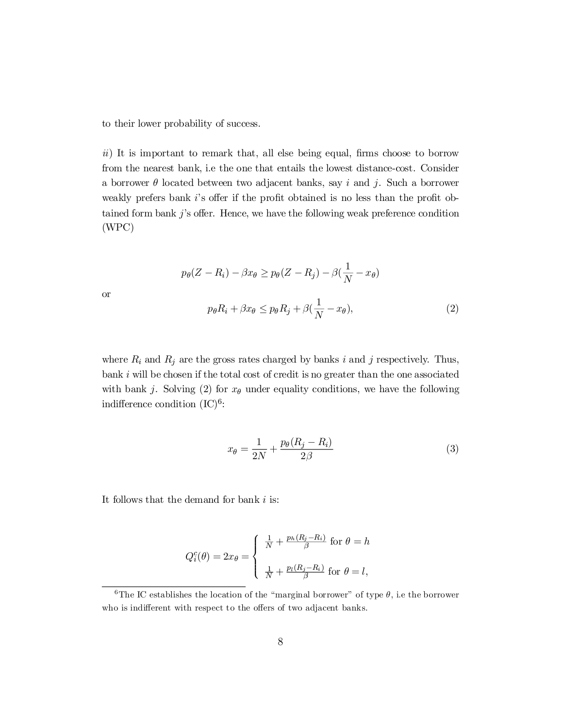to their lower probability of success.

*ii*) It is important to remark that, all else being equal, firms choose to borrow from the nearest bank, i.e the one that entails the lowest distance-cost. Consider a borrower $\theta$ located between two adjacent banks, say $i$ and $j$. Such a borrower weakly prefers bank $i$'s offer if the profit obtained is no less than the profit obtained form bank $j$'s offer. Hence, we have the following weak preference condition (WPC)

$$p_\theta(Z - R_i) - \beta x_\theta \geq p_\theta(Z - R_j) - \beta(\frac{1}{N} - x_\theta)$$

or

$$p_\theta R_i + \beta x_\theta \leq p_\theta R_j + \beta(\frac{1}{N} - x_\theta), \tag{2}$$

where $R_i$ and $R_j$ are the gross rates charged by banks $i$ and $j$ respectively. Thus, bank $i$ will be chosen if the total cost of credit is no greater than the one associated with bank $j$. Solving (2) for $x_\theta$ under equality conditions, we have the following indifference condition (IC)[6]:

$$x_\theta = \frac{1}{2N} + \frac{p_\theta(R_j - R_i)}{2\beta} \tag{3}$$

It follows that the demand for bank $i$ is:

$$Q_i^c(\theta) = 2x_\theta = \begin{cases} \frac{1}{N} + \frac{p_h(R_j - R_i)}{\beta} \text{ for } \theta = h \\ \\ \frac{1}{N} + \frac{p_l(R_j - R_i)}{\beta} \text{ for } \theta = l, \end{cases}$$

[6] The IC establishes the location of the "marginal borrower" of type $\theta$, i.e the borrower who is indifferent with respect to the offers of two adjacent banks.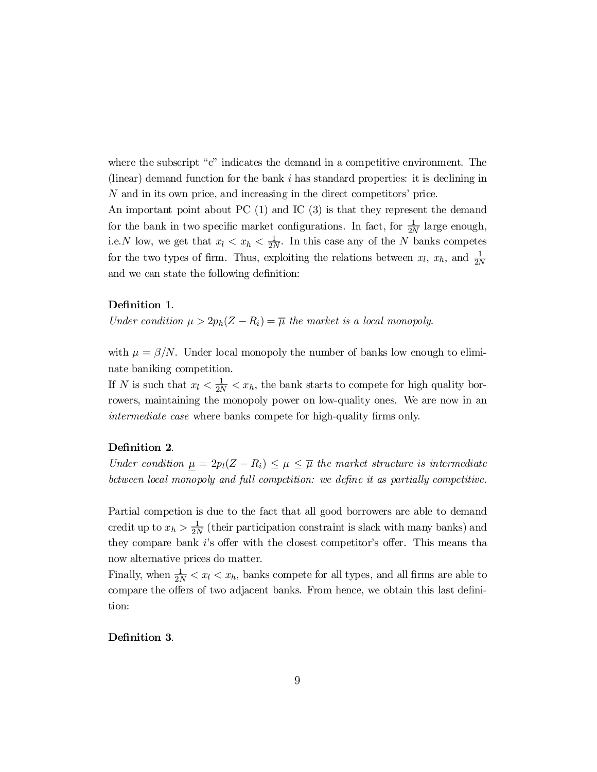where the subscript "c" indicates the demand in a competitive environment. The (linear) demand function for the bank $i$ has standard properties: it is declining in $N$ and in its own price, and increasing in the direct competitors' price.
An important point about PC (1) and IC (3) is that they represent the demand for the bank in two specific market configurations. In fact, for $\frac{1}{2N}$ large enough, i.e.$N$ low, we get that $x_l < x_h < \frac{1}{2N}$. In this case any of the $N$ banks competes for the two types of firm. Thus, exploiting the relations between $x_l$, $x_h$, and $\frac{1}{2N}$ and we can state the following definition:

**Definition 1**.
*Under condition $\mu > 2p_h(Z - R_i) = \overline{\mu}$ the market is a local monopoly.*

with $\mu = \beta/N$. Under local monopoly the number of banks low enough to eliminate baniking competition.
If $N$ is such that $x_l < \frac{1}{2N} < x_h$, the bank starts to compete for high quality borrowers, maintaining the monopoly power on low-quality ones. We are now in an *intermediate case* where banks compete for high-quality firms only.

**Definition 2**.
*Under condition $\underline{\mu} = 2p_l(Z - R_i) \leq \mu \leq \overline{\mu}$ the market structure is intermediate between local monopoly and full competition: we define it as partially competitive.*

Partial competion is due to the fact that all good borrowers are able to demand credit up to $x_h > \frac{1}{2N}$ (their participation constraint is slack with many banks) and they compare bank $i$'s offer with the closest competitor's offer. This means tha now alternative prices do matter.
Finally, when $\frac{1}{2N} < x_l < x_h$, banks compete for all types, and all firms are able to compare the offers of two adjacent banks. From hence, we obtain this last definition:

**Definition 3**.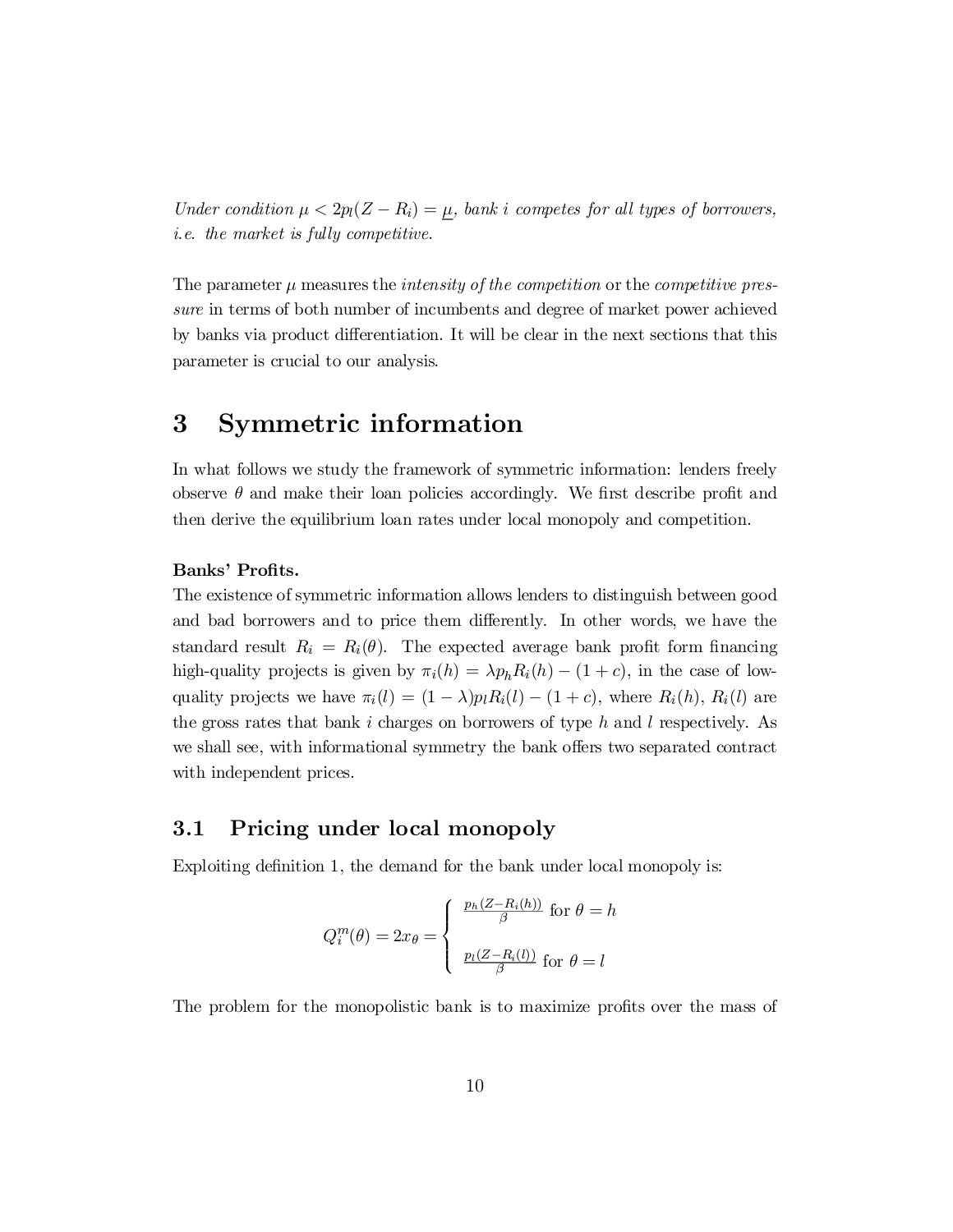*Under condition $\mu < 2p_l(Z - R_i) = \underline{\mu}$, bank $i$ competes for all types of borrowers, i.e. the market is fully competitive.*

The parameter $\mu$ measures the *intensity of the competition* or the *competitive pressure* in terms of both number of incumbents and degree of market power achieved by banks via product differentiation. It will be clear in the next sections that this parameter is crucial to our analysis.

# 3 Symmetric information

In what follows we study the framework of symmetric information: lenders freely observe $\theta$ and make their loan policies accordingly. We first describe profit and then derive the equilibrium loan rates under local monopoly and competition.

**Banks' Profits.**

The existence of symmetric information allows lenders to distinguish between good and bad borrowers and to price them differently. In other words, we have the standard result $R_i = R_i(\theta)$. The expected average bank profit form financing high-quality projects is given by $\pi_i(h) = \lambda p_h R_i(h) - (1 + c)$, in the case of low-quality projects we have $\pi_i(l) = (1 - \lambda)p_l R_i(l) - (1 + c)$, where $R_i(h)$, $R_i(l)$ are the gross rates that bank $i$ charges on borrowers of type $h$ and $l$ respectively. As we shall see, with informational symmetry the bank offers two separated contract with independent prices.

## 3.1 Pricing under local monopoly

Exploiting definition 1, the demand for the bank under local monopoly is:

$$Q_i^m(\theta) = 2x_\theta = \begin{cases} \frac{p_h(Z - R_i(h))}{\beta} \text{ for } \theta = h \\ \\ \frac{p_l(Z - R_i(l))}{\beta} \text{ for } \theta = l \end{cases}$$

The problem for the monopolistic bank is to maximize profits over the mass of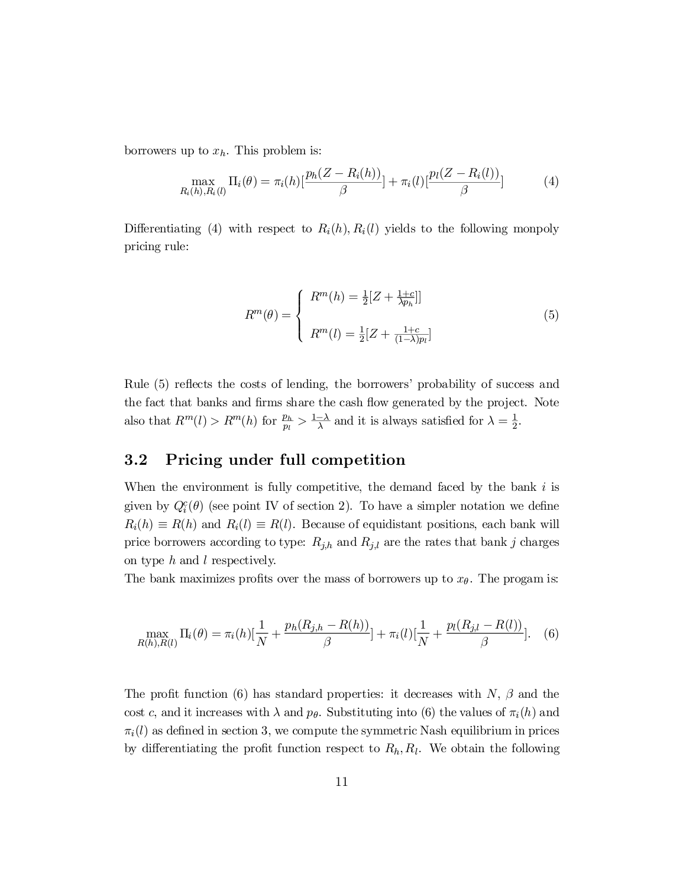borrowers up to $x_h$. This problem is:

$$\max_{R_i(h),R_i(l)} \Pi_i(\theta) = \pi_i(h)[\frac{p_h(Z - R_i(h))}{\beta}] + \pi_i(l)[\frac{p_l(Z - R_i(l))}{\beta}] \tag{4}$$

Differentiating (4) with respect to $R_i(h), R_i(l)$ yields to the following monpoly pricing rule:

$$R^m(\theta) = \begin{cases} R^m(h) = \frac{1}{2}[Z + \frac{1+c}{\lambda p_h}]] \\ \\ R^m(l) = \frac{1}{2}[Z + \frac{1+c}{(1-\lambda)p_l}] \end{cases} \tag{5}$$

Rule (5) reflects the costs of lending, the borrowers' probability of success and the fact that banks and firms share the cash flow generated by the project. Note also that $R^m(l) > R^m(h)$ for $\frac{p_h}{p_l} > \frac{1-\lambda}{\lambda}$ and it is always satisfied for $\lambda = \frac{1}{2}$.

## 3.2 Pricing under full competition

When the environment is fully competitive, the demand faced by the bank $i$ is given by $Q_i^c(\theta)$ (see point IV of section 2). To have a simpler notation we define $R_i(h) \equiv R(h)$ and $R_i(l) \equiv R(l)$. Because of equidistant positions, each bank will price borrowers according to type: $R_{j,h}$ and $R_{j,l}$ are the rates that bank $j$ charges on type $h$ and $l$ respectively.
The bank maximizes profits over the mass of borrowers up to $x_\theta$. The progam is:

$$\max_{R(h),R(l)} \Pi_i(\theta) = \pi_i(h)[\frac{1}{N} + \frac{p_h(R_{j,h} - R(h))}{\beta}] + \pi_i(l)[\frac{1}{N} + \frac{p_l(R_{j,l} - R(l))}{\beta}]. \tag{6}$$

The profit function (6) has standard properties: it decreases with $N$, $\beta$ and the cost $c$, and it increases with $\lambda$ and $p_\theta$. Substituting into (6) the values of $\pi_i(h)$ and $\pi_i(l)$ as defined in section 3, we compute the symmetric Nash equilibrium in prices by differentiating the profit function respect to $R_h, R_l$. We obtain the following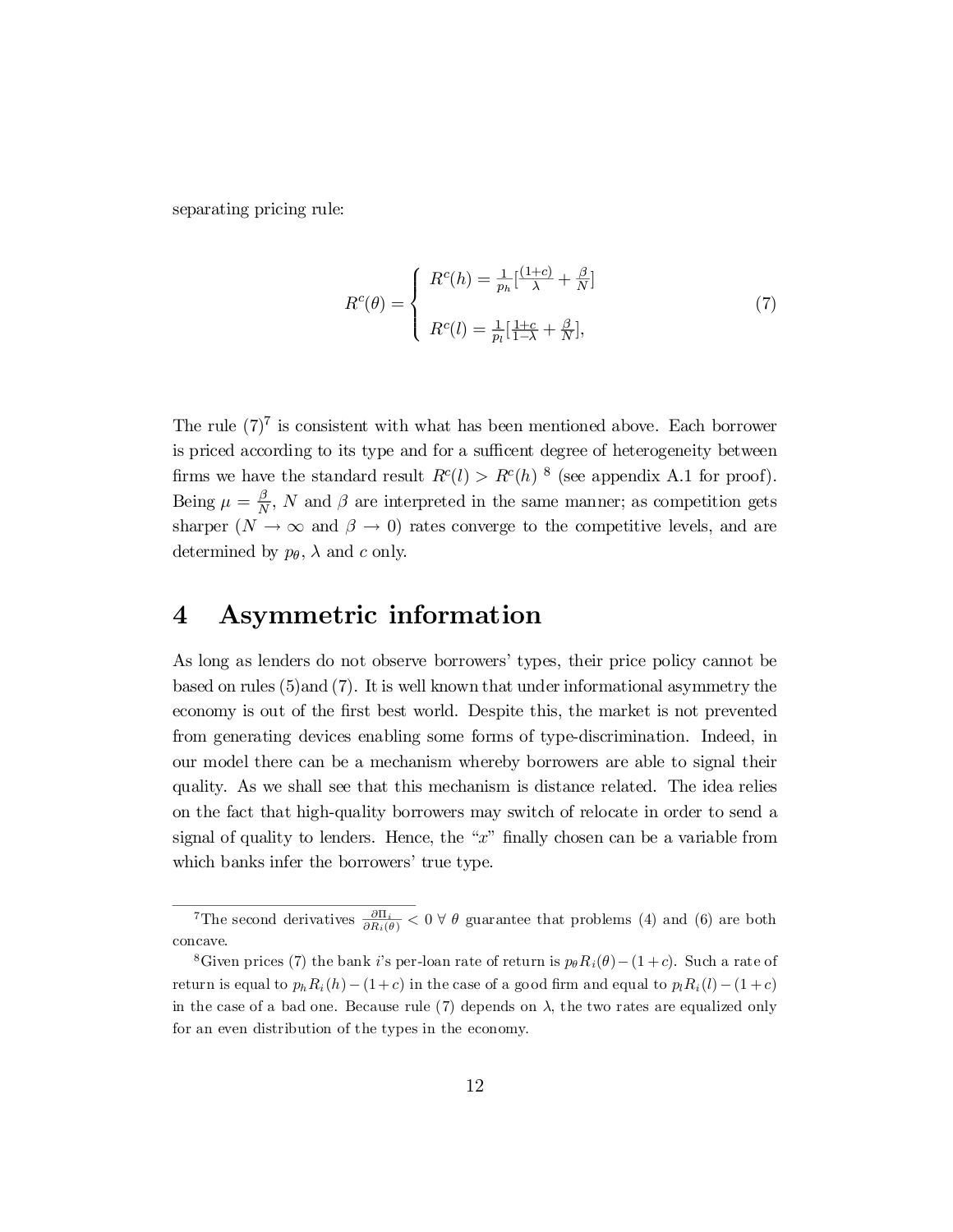separating pricing rule:

$$
R^c(\theta) = \begin{cases} R^c(h) = \frac{1}{p_h}[\frac{(1+c)}{\lambda} + \frac{\beta}{N}] \\ \\ R^c(l) = \frac{1}{p_l}[\frac{1+c}{1-\lambda} + \frac{\beta}{N}], \end{cases} \tag{7}
$$

The rule (7)[7] is consistent with what has been mentioned above. Each borrower is priced according to its type and for a sufficent degree of heterogeneity between firms we have the standard result $R^c(l) > R^c(h)$ [8] (see appendix A.1 for proof). Being $\mu = \frac{\beta}{N}$, $N$ and $\beta$ are interpreted in the same manner; as competition gets sharper ($N \to \infty$ and $\beta \to 0$) rates converge to the competitive levels, and are determined by $p_\theta$, $\lambda$ and $c$ only.

# 4 Asymmetric information

As long as lenders do not observe borrowers' types, their price policy cannot be based on rules (5)and (7). It is well known that under informational asymmetry the economy is out of the first best world. Despite this, the market is not prevented from generating devices enabling some forms of type-discrimination. Indeed, in our model there can be a mechanism whereby borrowers are able to signal their quality. As we shall see that this mechanism is distance related. The idea relies on the fact that high-quality borrowers may switch of relocate in order to send a signal of quality to lenders. Hence, the "$x$" finally chosen can be a variable from which banks infer the borrowers' true type.

---

[7] The second derivatives $\frac{\partial \Pi_i}{\partial R_i(\theta)} < 0 \;\forall\; \theta$ guarantee that problems (4) and (6) are both concave.

[8] Given prices (7) the bank $i$'s per-loan rate of return is $p_\theta R_i(\theta) - (1+c)$. Such a rate of return is equal to $p_h R_i(h) - (1+c)$ in the case of a good firm and equal to $p_l R_i(l) - (1+c)$ in the case of a bad one. Because rule (7) depends on $\lambda$, the two rates are equalized only for an even distribution of the types in the economy.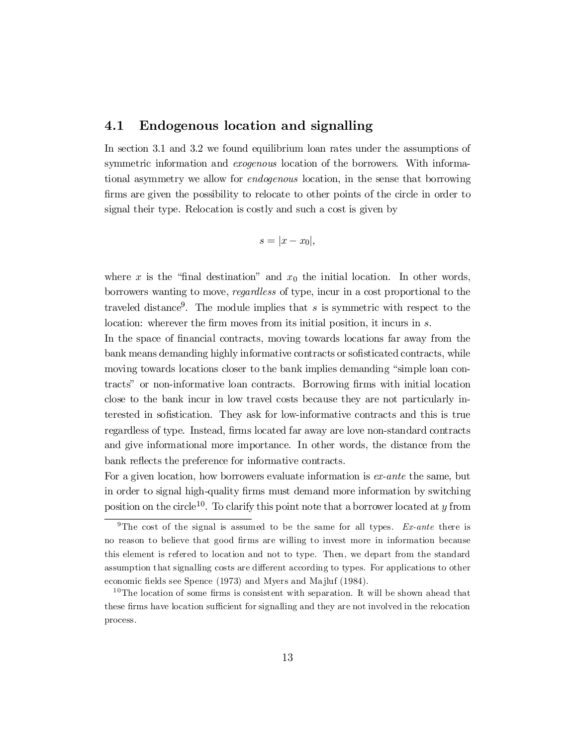### 4.1 Endogenous location and signalling

In section 3.1 and 3.2 we found equilibrium loan rates under the assumptions of symmetric information and *exogenous* location of the borrowers. With informational asymmetry we allow for *endogenous* location, in the sense that borrowing firms are given the possibility to relocate to other points of the circle in order to signal their type. Relocation is costly and such a cost is given by

$$s = |x - x_0|,$$

where $x$ is the "final destination" and $x_0$ the initial location. In other words, borrowers wanting to move, *regardless* of type, incur in a cost proportional to the traveled distance[9]. The module implies that $s$ is symmetric with respect to the location: wherever the firm moves from its initial position, it incurs in $s$.

In the space of financial contracts, moving towards locations far away from the bank means demanding highly informative contracts or sofisticated contracts, while moving towards locations closer to the bank implies demanding "simple loan contracts" or non-informative loan contracts. Borrowing firms with initial location close to the bank incur in low travel costs because they are not particularly interested in sofistication. They ask for low-informative contracts and this is true regardless of type. Instead, firms located far away are love non-standard contracts and give informational more importance. In other words, the distance from the bank reflects the preference for informative contracts.

For a given location, how borrowers evaluate information is *ex-ante* the same, but in order to signal high-quality firms must demand more information by switching position on the circle[10]. To clarify this point note that a borrower located at $y$ from

[9]The cost of the signal is assumed to be the same for all types. *Ex-ante* there is no reason to believe that good firms are willing to invest more in information because this element is refered to location and not to type. Then, we depart from the standard assumption that signalling costs are different according to types. For applications to other economic fields see Spence (1973) and Myers and Majluf (1984).

[10]The location of some firms is consistent with separation. It will be shown ahead that these firms have location sufficient for signalling and they are not involved in the relocation process.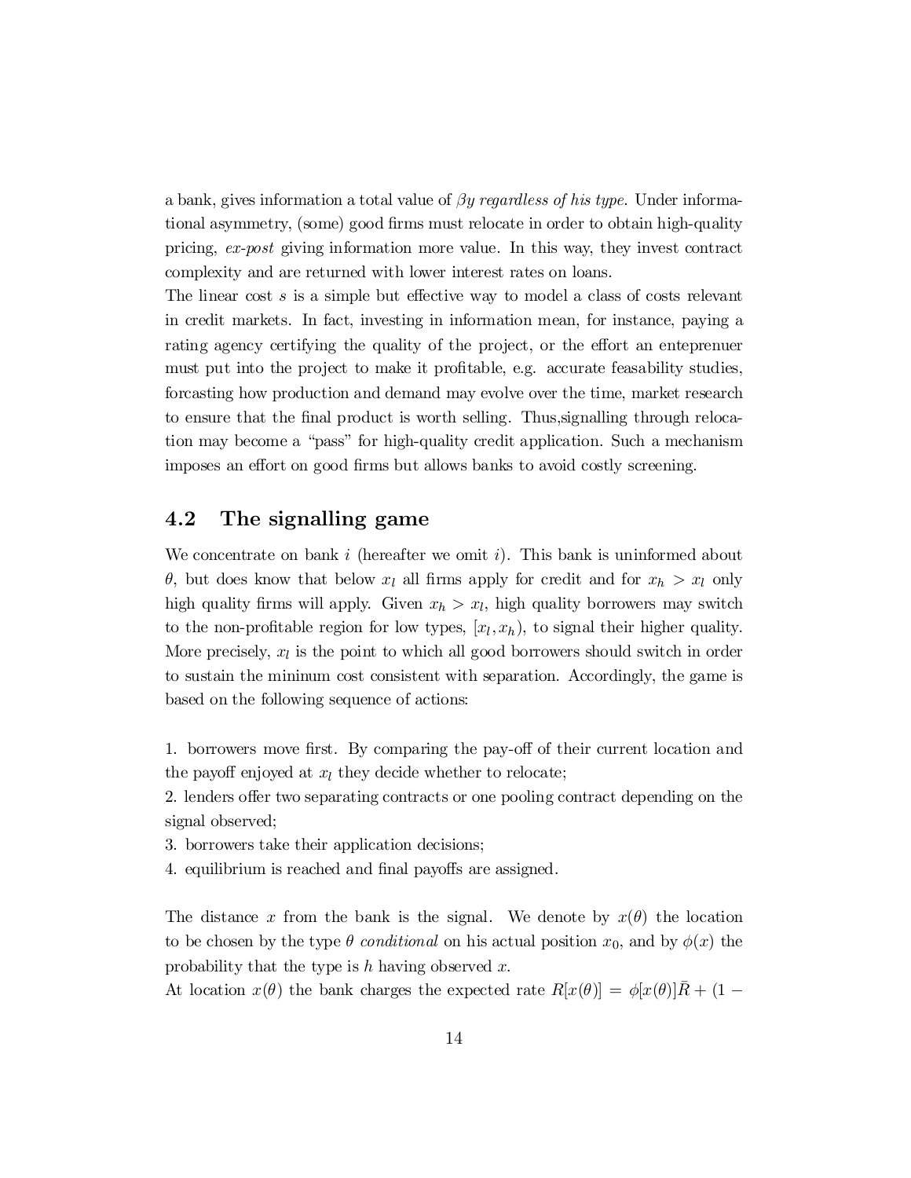a bank, gives information a total value of $\beta y$ *regardless of his type*. Under informational asymmetry, (some) good firms must relocate in order to obtain high-quality pricing, *ex-post* giving information more value. In this way, they invest contract complexity and are returned with lower interest rates on loans.

The linear cost $s$ is a simple but effective way to model a class of costs relevant in credit markets. In fact, investing in information mean, for instance, paying a rating agency certifying the quality of the project, or the effort an entepreneur must put into the project to make it profitable, e.g. accurate feasability studies, forcasting how production and demand may evolve over the time, market research to ensure that the final product is worth selling. Thus,signalling through relocation may become a "pass" for high-quality credit application. Such a mechanism imposes an effort on good firms but allows banks to avoid costly screening.

## 4.2 The signalling game

We concentrate on bank $i$ (hereafter we omit $i$). This bank is uninformed about $\theta$, but does know that below $x_l$ all firms apply for credit and for $x_h > x_l$ only high quality firms will apply. Given $x_h > x_l$, high quality borrowers may switch to the non-profitable region for low types, $[x_l, x_h)$, to signal their higher quality. More precisely, $x_l$ is the point to which all good borrowers should switch in order to sustain the minimum cost consistent with separation. Accordingly, the game is based on the following sequence of actions:

1. borrowers move first. By comparing the pay-off of their current location and the payoff enjoyed at $x_l$ they decide whether to relocate;
2. lenders offer two separating contracts or one pooling contract depending on the signal observed;
3. borrowers take their application decisions;
4. equilibrium is reached and final payoffs are assigned.

The distance $x$ from the bank is the signal. We denote by $x(\theta)$ the location to be chosen by the type $\theta$ *conditional* on his actual position $x_0$, and by $\phi(x)$ the probability that the type is $h$ having observed $x$.

At location $x(\theta)$ the bank charges the expected rate $R[x(\theta)] = \phi[x(\theta)]\bar{R} + (1 -$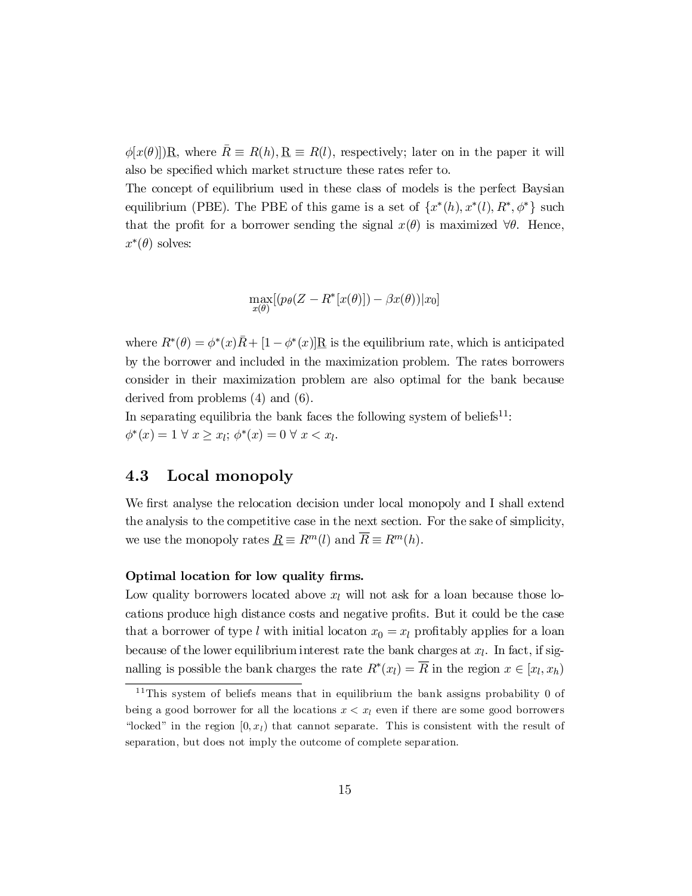$\phi[x(\theta)])\underline{\mathrm{R}}$, where $\bar{R} \equiv R(h), \underline{\mathrm{R}} \equiv R(l)$, respectively; later on in the paper it will also be specified which market structure these rates refer to.

The concept of equilibrium used in these class of models is the perfect Baysian equilibrium (PBE). The PBE of this game is a set of $\{x^*(h), x^*(l), R^*, \phi^*\}$ such that the profit for a borrower sending the signal $x(\theta)$ is maximized $\forall \theta$. Hence, $x^*(\theta)$ solves:

$$\max_{x(\theta)}[(p_\theta(Z - R^*[x(\theta)]) - \beta x(\theta))|x_0]$$

where $R^*(\theta) = \phi^*(x)\bar{R} + [1 - \phi^*(x)]\underline{\mathrm{R}}$ is the equilibrium rate, which is anticipated by the borrower and included in the maximization problem. The rates borrowers consider in their maximization problem are also optimal for the bank because derived from problems (4) and (6).

In separating equilibria the bank faces the following system of beliefs[11]:
$\phi^*(x) = 1 \;\forall\; x \geq x_l$; $\phi^*(x) = 0 \;\forall\; x < x_l$.

## 4.3 Local monopoly

We first analyse the relocation decision under local monopoly and I shall extend the analysis to the competitive case in the next section. For the sake of simplicity, we use the monopoly rates $\underline{R} \equiv R^m(l)$ and $\overline{R} \equiv R^m(h)$.

**Optimal location for low quality firms.**

Low quality borrowers located above $x_l$ will not ask for a loan because those locations produce high distance costs and negative profits. But it could be the case that a borrower of type $l$ with initial locaton $x_0 = x_l$ profitably applies for a loan because of the lower equilibrium interest rate the bank charges at $x_l$. In fact, if signalling is possible the bank charges the rate $R^*(x_l) = \overline{R}$ in the region $x \in [x_l, x_h)$

[11] This system of beliefs means that in equilibrium the bank assigns probability 0 of being a good borrower for all the locations $x < x_l$ even if there are some good borrowers "locked" in the region $[0, x_l)$ that cannot separate. This is consistent with the result of separation, but does not imply the outcome of complete separation.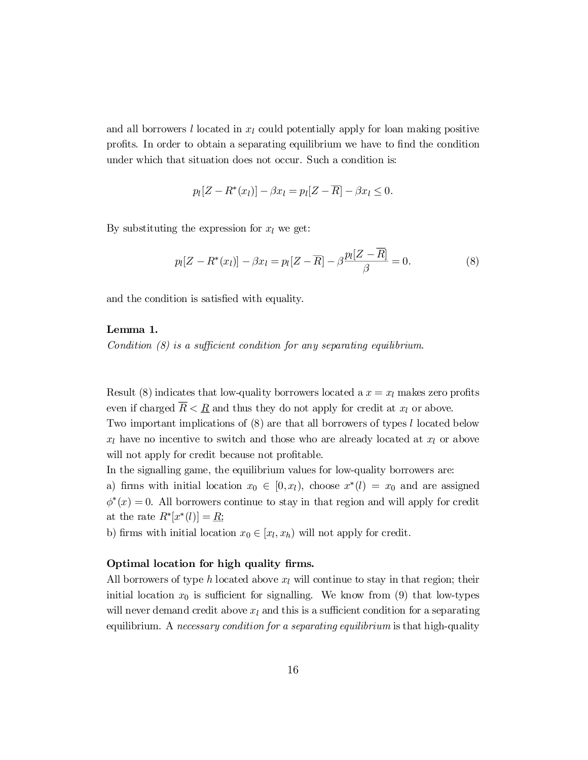and all borrowers $l$ located in $x_l$ could potentially apply for loan making positive profits. In order to obtain a separating equilibrium we have to find the condition under which that situation does not occur. Such a condition is:

$$p_l[Z - R^*(x_l)] - \beta x_l = p_l[Z - \overline{R}] - \beta x_l \leq 0.$$

By substituting the expression for $x_l$ we get:

$$p_l[Z - R^*(x_l)] - \beta x_l = p_l[Z - \overline{R}] - \beta \frac{p_l[Z - \overline{R}]}{\beta} = 0. \tag{8}$$

and the condition is satisfied with equality.

**Lemma 1.**
*Condition (8) is a sufficient condition for any separating equilibrium.*

Result (8) indicates that low-quality borrowers located a $x = x_l$ makes zero profits even if charged $\overline{R} < \underline{R}$ and thus they do not apply for credit at $x_l$ or above.
Two important implications of (8) are that all borrowers of types $l$ located below $x_l$ have no incentive to switch and those who are already located at $x_l$ or above will not apply for credit because not profitable.
In the signalling game, the equilibrium values for low-quality borrowers are:
a) firms with initial location $x_0 \in [0, x_l)$, choose $x^*(l) = x_0$ and are assigned $\phi^*(x) = 0$. All borrowers continue to stay in that region and will apply for credit at the rate $R^*[x^*(l)] = \underline{R}$;
b) firms with initial location $x_0 \in [x_l, x_h)$ will not apply for credit.

**Optimal location for high quality firms.**
All borrowers of type $h$ located above $x_l$ will continue to stay in that region; their initial location $x_0$ is sufficient for signalling. We know from (9) that low-types will never demand credit above $x_l$ and this is a sufficient condition for a separating equilibrium. A *necessary condition for a separating equilibrium* is that high-quality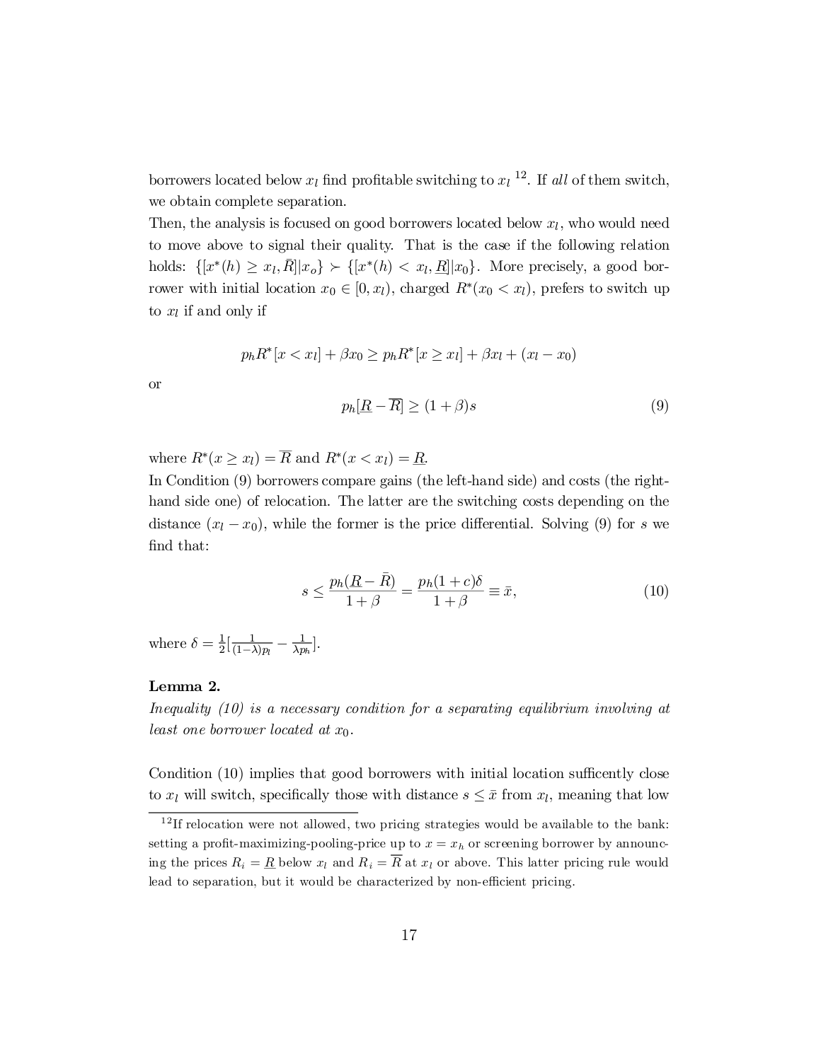borrowers located below $x_l$ find profitable switching to $x_l$ [12]. If *all* of them switch, we obtain complete separation.

Then, the analysis is focused on good borrowers located below $x_l$, who would need to move above to signal their quality. That is the case if the following relation holds: $\{[x^*(h) \geq x_l, \bar{R}]|x_o\} \succ \{[x^*(h) < x_l, \underline{R}]|x_0\}$. More precisely, a good borrower with initial location $x_0 \in [0, x_l)$, charged $R^*(x_0 < x_l)$, prefers to switch up to $x_l$ if and only if

$$p_h R^*[x < x_l] + \beta x_0 \geq p_h R^*[x \geq x_l] + \beta x_l + (x_l - x_0)$$

or

$$p_h[\underline{R} - \overline{R}] \geq (1 + \beta)s \tag{9}$$

where $R^*(x \geq x_l) = \overline{R}$ and $R^*(x < x_l) = \underline{R}$.

In Condition (9) borrowers compare gains (the left-hand side) and costs (the right-hand side one) of relocation. The latter are the switching costs depending on the distance $(x_l - x_0)$, while the former is the price differential. Solving (9) for $s$ we find that:

$$s \leq \frac{p_h(\underline{R} - \bar{R})}{1 + \beta} = \frac{p_h(1 + c)\delta}{1 + \beta} \equiv \bar{x}, \tag{10}$$

where $\delta = \frac{1}{2}[\frac{1}{(1-\lambda)p_l} - \frac{1}{\lambda p_h}]$.

**Lemma 2.**

*Inequality (10) is a necessary condition for a separating equilibrium involving at least one borrower located at $x_0$.*

Condition (10) implies that good borrowers with initial location sufficently close to $x_l$ will switch, specifically those with distance $s \leq \bar{x}$ from $x_l$, meaning that low

[12] If relocation were not allowed, two pricing strategies would be available to the bank: setting a profit-maximizing-pooling-price up to $x = x_h$ or screening borrower by announcing the prices $R_i = \underline{R}$ below $x_l$ and $R_i = \overline{R}$ at $x_l$ or above. This latter pricing rule would lead to separation, but it would be characterized by non-efficient pricing.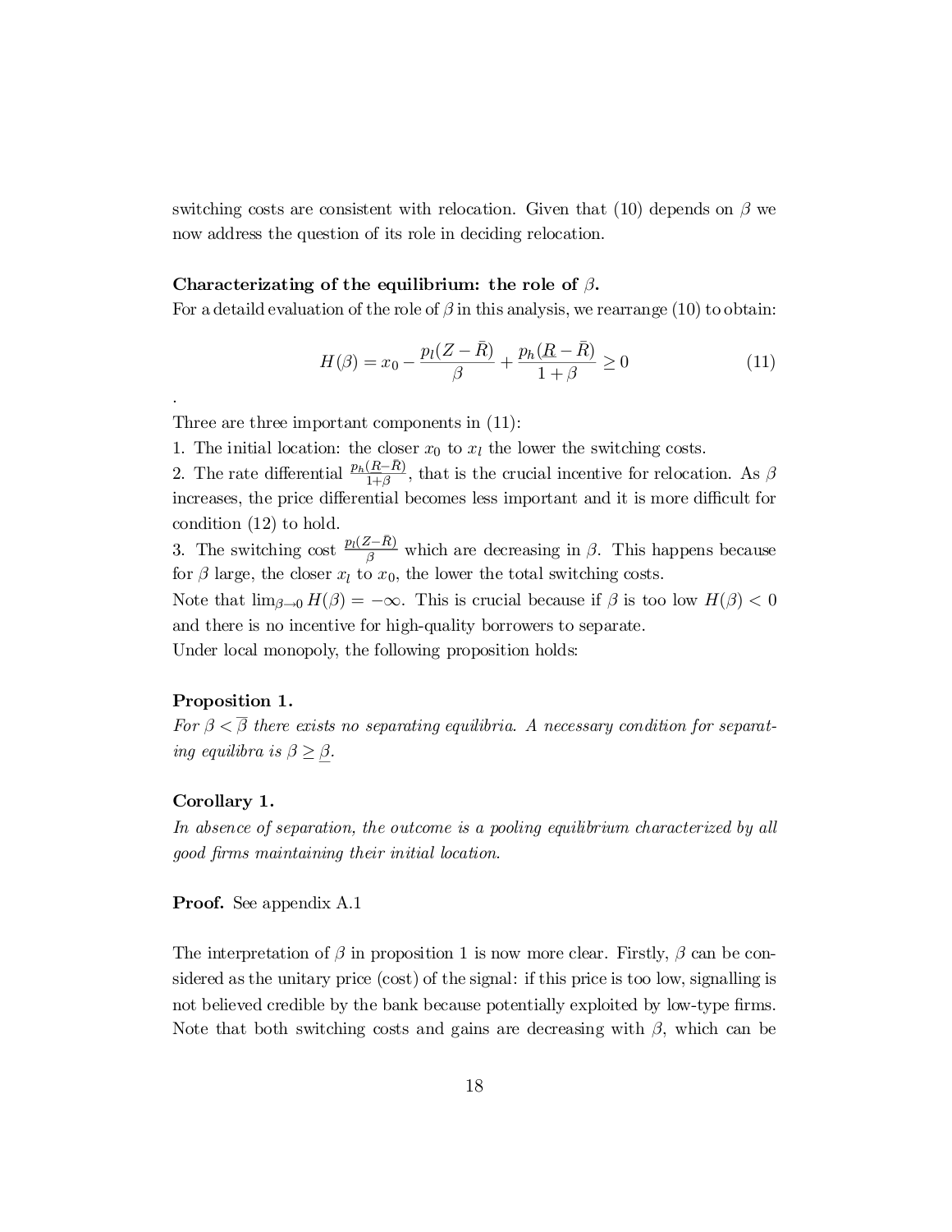switching costs are consistent with relocation. Given that (10) depends on $\beta$ we now address the question of its role in deciding relocation.

**Characterizating of the equilibrium: the role of $\beta$.**

For a detaild evaluation of the role of $\beta$ in this analysis, we rearrange (10) to obtain:

$$H(\beta) = x_0 - \frac{p_l(Z - \bar{R})}{\beta} + \frac{p_h(\underline{R} - \bar{R})}{1 + \beta} \geq 0 \tag{11}$$

.

Three are three important components in (11):

1. The initial location: the closer $x_0$ to $x_l$ the lower the switching costs.
2. The rate differential $\frac{p_h(\underline{R}-\bar{R})}{1+\beta}$, that is the crucial incentive for relocation. As $\beta$ increases, the price differential becomes less important and it is more difficult for condition (12) to hold.
3. The switching cost $\frac{p_l(Z-\bar{R})}{\beta}$ which are decreasing in $\beta$. This happens because for $\beta$ large, the closer $x_l$ to $x_0$, the lower the total switching costs.

Note that $\lim_{\beta \to 0} H(\beta) = -\infty$. This is crucial because if $\beta$ is too low $H(\beta) < 0$ and there is no incentive for high-quality borrowers to separate.

Under local monopoly, the following proposition holds:

**Proposition 1.**

*For $\beta < \overline{\beta}$ there exists no separating equilibria. A necessary condition for separating equilibra is $\beta \geq \underline{\beta}$.*

**Corollary 1.**

*In absence of separation, the outcome is a pooling equilibrium characterized by all good firms maintaining their initial location.*

**Proof.** See appendix A.1

The interpretation of $\beta$ in proposition 1 is now more clear. Firstly, $\beta$ can be considered as the unitary price (cost) of the signal: if this price is too low, signalling is not believed credible by the bank because potentially exploited by low-type firms. Note that both switching costs and gains are decreasing with $\beta$, which can be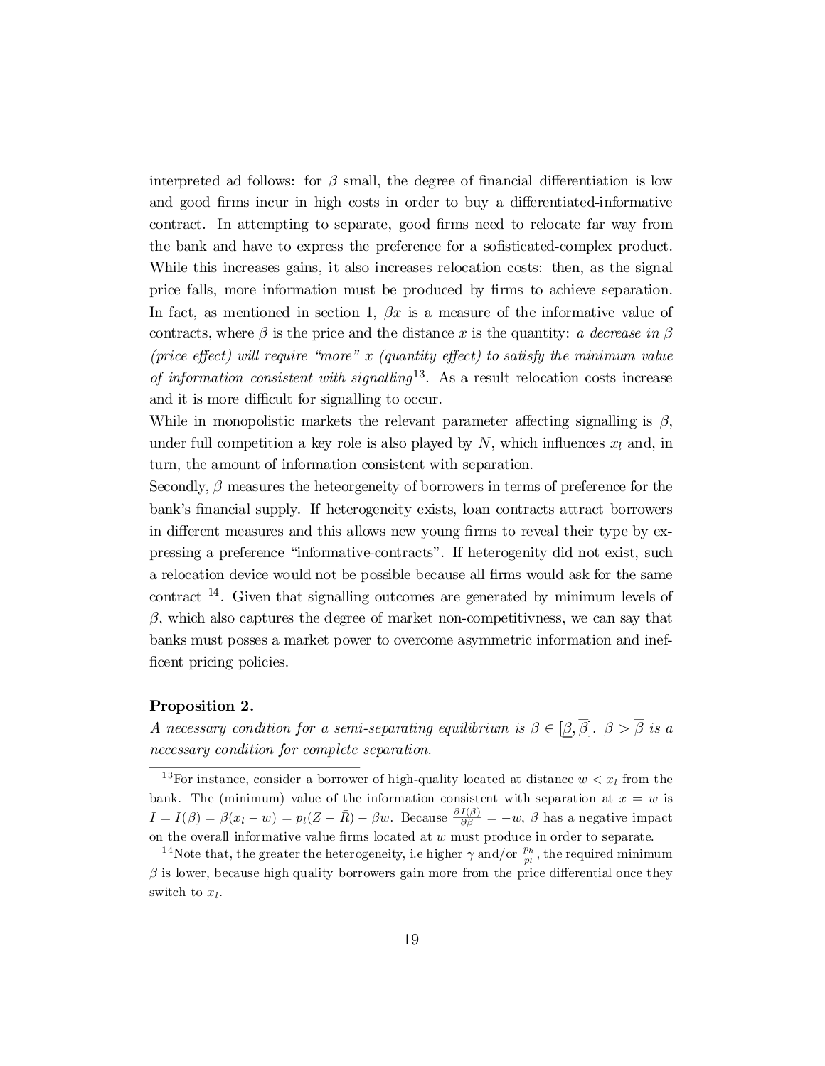interpreted ad follows: for $\beta$ small, the degree of financial differentiation is low and good firms incur in high costs in order to buy a differentiated-informative contract. In attempting to separate, good firms need to relocate far way from the bank and have to express the preference for a sofisticated-complex product. While this increases gains, it also increases relocation costs: then, as the signal price falls, more information must be produced by firms to achieve separation. In fact, as mentioned in section 1, $\beta x$ is a measure of the informative value of contracts, where $\beta$ is the price and the distance $x$ is the quantity: *a decrease in $\beta$ (price effect) will require "more" $x$ (quantity effect) to satisfy the minimum value of information consistent with signalling*[13]. As a result relocation costs increase and it is more difficult for signalling to occur.

While in monopolistic markets the relevant parameter affecting signalling is $\beta$, under full competition a key role is also played by $N$, which influences $x_l$ and, in turn, the amount of information consistent with separation.

Secondly, $\beta$ measures the heteorgeneity of borrowers in terms of preference for the bank's financial supply. If heterogeneity exists, loan contracts attract borrowers in different measures and this allows new young firms to reveal their type by expressing a preference "informative-contracts". If heterogenity did not exist, such a relocation device would not be possible because all firms would ask for the same contract [14]. Given that signalling outcomes are generated by minimum levels of $\beta$, which also captures the degree of market non-competitivness, we can say that banks must posses a market power to overcome asymmetric information and ineffi­cent pricing policies.

**Proposition 2.**

*A necessary condition for a semi-separating equilibrium is $\beta \in [\underline{\beta}, \overline{\beta}]$. $\beta > \overline{\beta}$ is a necessary condition for complete separation.*

---

[13] For instance, consider a borrower of high-quality located at distance $w < x_l$ from the bank. The (minimum) value of the information consistent with separation at $x = w$ is $I = I(\beta) = \beta(x_l - w) = p_l(Z - \bar{R}) - \beta w$. Because $\frac{\partial I(\beta)}{\partial \beta} = -w$, $\beta$ has a negative impact on the overall informative value firms located at $w$ must produce in order to separate.

[14] Note that, the greater the heterogeneity, i.e higher $\gamma$ and/or $\frac{p_h}{p_l}$, the required minimum $\beta$ is lower, because high quality borrowers gain more from the price differential once they switch to $x_l$.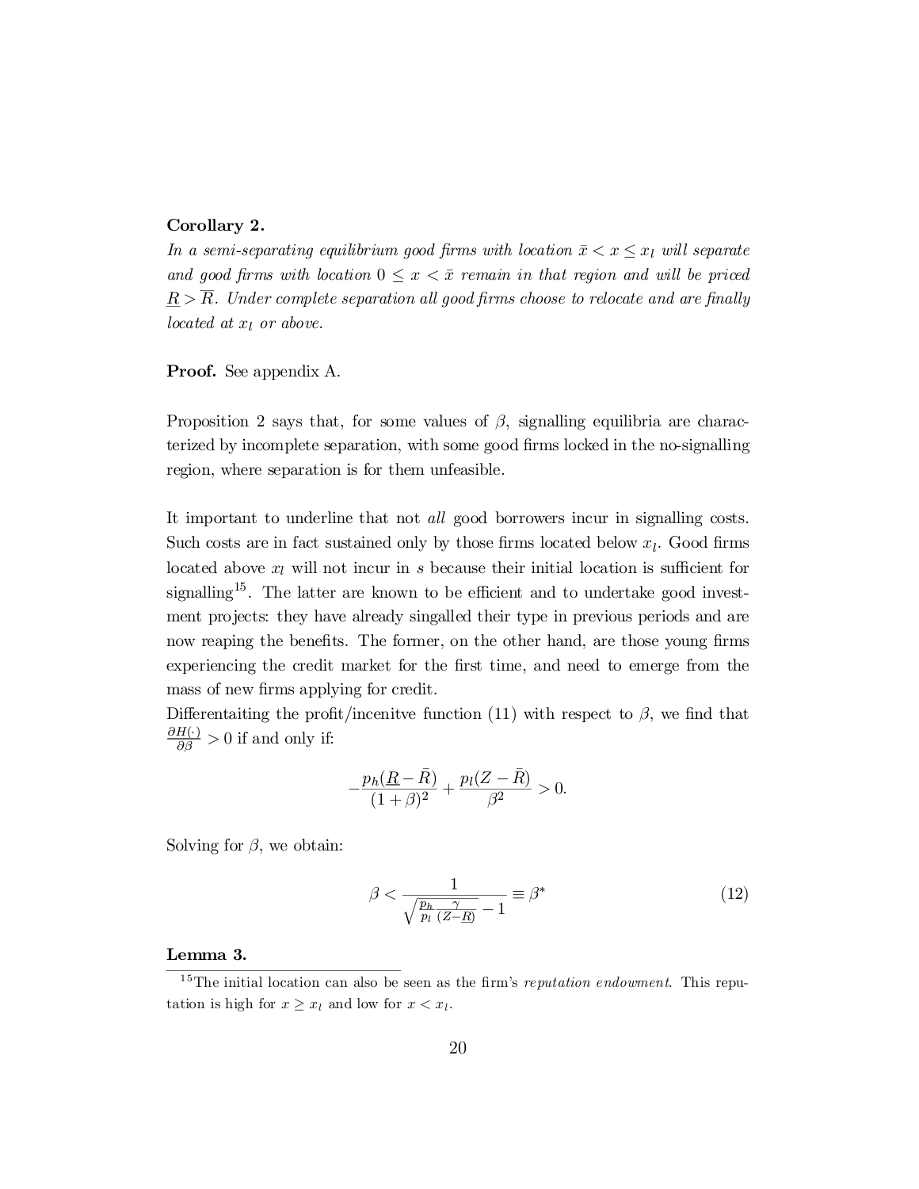**Corollary 2.**

*In a semi-separating equilibrium good firms with location $\bar{x} < x \leq x_l$ will separate and good firms with location $0 \leq x < \bar{x}$ remain in that region and will be priced $\underline{R} > \overline{R}$. Under complete separation all good firms choose to relocate and are finally located at $x_l$ or above.*

**Proof.** See appendix A.

Proposition 2 says that, for some values of $\beta$, signalling equilibria are characterized by incomplete separation, with some good firms locked in the no-signalling region, where separation is for them unfeasible.

It important to underline that not *all* good borrowers incur in signalling costs. Such costs are in fact sustained only by those firms located below $x_l$. Good firms located above $x_l$ will not incur in $s$ because their initial location is sufficient for signalling[15]. The latter are known to be efficient and to undertake good investment projects: they have already singalled their type in previous periods and are now reaping the benefits. The former, on the other hand, are those young firms experiencing the credit market for the first time, and need to emerge from the mass of new firms applying for credit.

Differentaiting the profit/incenitve function (11) with respect to $\beta$, we find that $\frac{\partial H(\cdot)}{\partial \beta} > 0$ if and only if:

$$-\frac{p_h(\underline{R} - \bar{R})}{(1+\beta)^2} + \frac{p_l(Z - \bar{R})}{\beta^2} > 0.$$

Solving for $\beta$, we obtain:

$$\beta < \frac{1}{\sqrt{\frac{p_h}{p_l}\frac{\gamma}{(Z-\underline{R})}} - 1} \equiv \beta^* \tag{12}$$

**Lemma 3.**

[15] The initial location can also be seen as the firm's *reputation endowment*. This reputation is high for $x \geq x_l$ and low for $x < x_l$.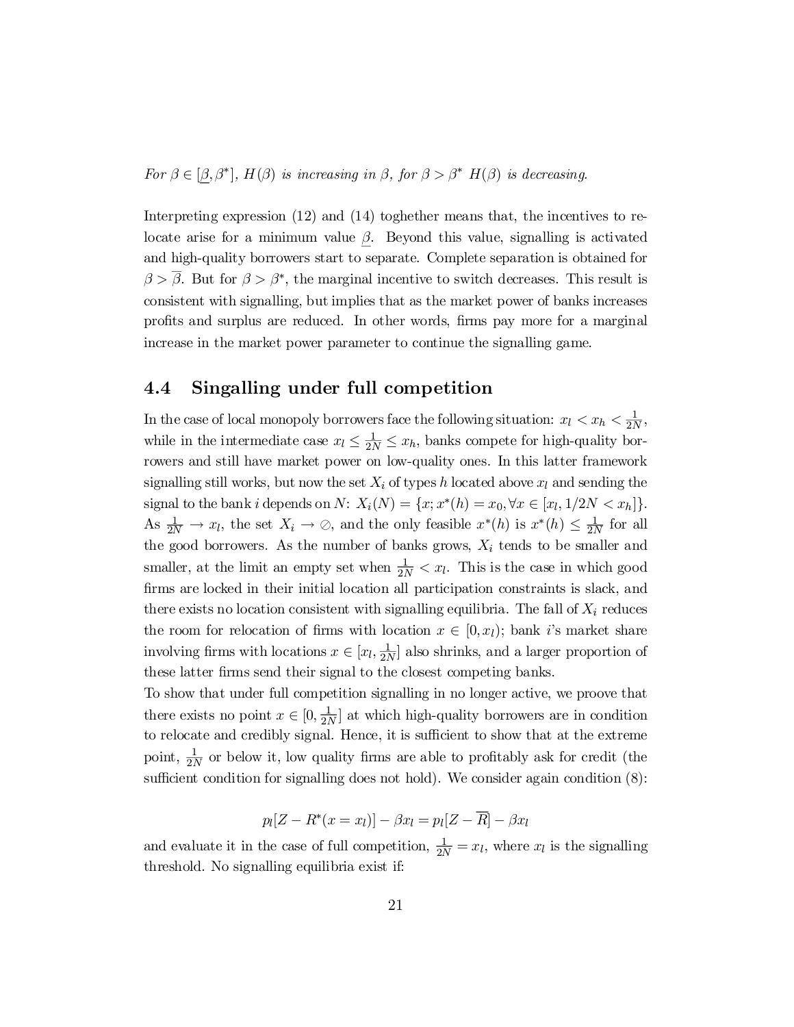*For $\beta \in [\underline{\beta}, \beta^*]$, $H(\beta)$ is increasing in $\beta$, for $\beta > \beta^*$ $H(\beta)$ is decreasing.*

Interpreting expression (12) and (14) toghether means that, the incentives to relocate arise for a minimum value $\underline{\beta}$. Beyond this value, signalling is activated and high-quality borrowers start to separate. Complete separation is obtained for $\beta > \overline{\beta}$. But for $\beta > \beta^*$, the marginal incentive to switch decreases. This result is consistent with signalling, but implies that as the market power of banks increases profits and surplus are reduced. In other words, firms pay more for a marginal increase in the market power parameter to continue the signalling game.

## 4.4 Singalling under full competition

In the case of local monopoly borrowers face the following situation: $x_l < x_h < \frac{1}{2N}$, while in the intermediate case $x_l \leq \frac{1}{2N} \leq x_h$, banks compete for high-quality borrowers and still have market power on low-quality ones. In this latter framework signalling still works, but now the set $X_i$ of types $h$ located above $x_l$ and sending the signal to the bank $i$ depends on $N$: $X_i(N) = \{x; x^*(h) = x_0, \forall x \in [x_l, 1/2N < x_h]\}$. As $\frac{1}{2N} \to x_l$, the set $X_i \to \oslash$, and the only feasible $x^*(h)$ is $x^*(h) \leq \frac{1}{2N}$ for all the good borrowers. As the number of banks grows, $X_i$ tends to be smaller and smaller, at the limit an empty set when $\frac{1}{2N} < x_l$. This is the case in which good firms are locked in their initial location all participation constraints is slack, and there exists no location consistent with signalling equilibria. The fall of $X_i$ reduces the room for relocation of firms with location $x \in [0, x_l)$; bank $i$'s market share involving firms with locations $x \in [x_l, \frac{1}{2N}]$ also shrinks, and a larger proportion of these latter firms send their signal to the closest competing banks.

To show that under full competition signalling in no longer active, we proove that there exists no point $x \in [0, \frac{1}{2N}]$ at which high-quality borrowers are in condition to relocate and credibly signal. Hence, it is sufficient to show that at the extreme point, $\frac{1}{2N}$ or below it, low quality firms are able to profitably ask for credit (the sufficient condition for signalling does not hold). We consider again condition (8):

$$p_l[Z - R^*(x = x_l)] - \beta x_l = p_l[Z - \overline{R}] - \beta x_l$$

and evaluate it in the case of full competition, $\frac{1}{2N} = x_l$, where $x_l$ is the signalling threshold. No signalling equilibria exist if: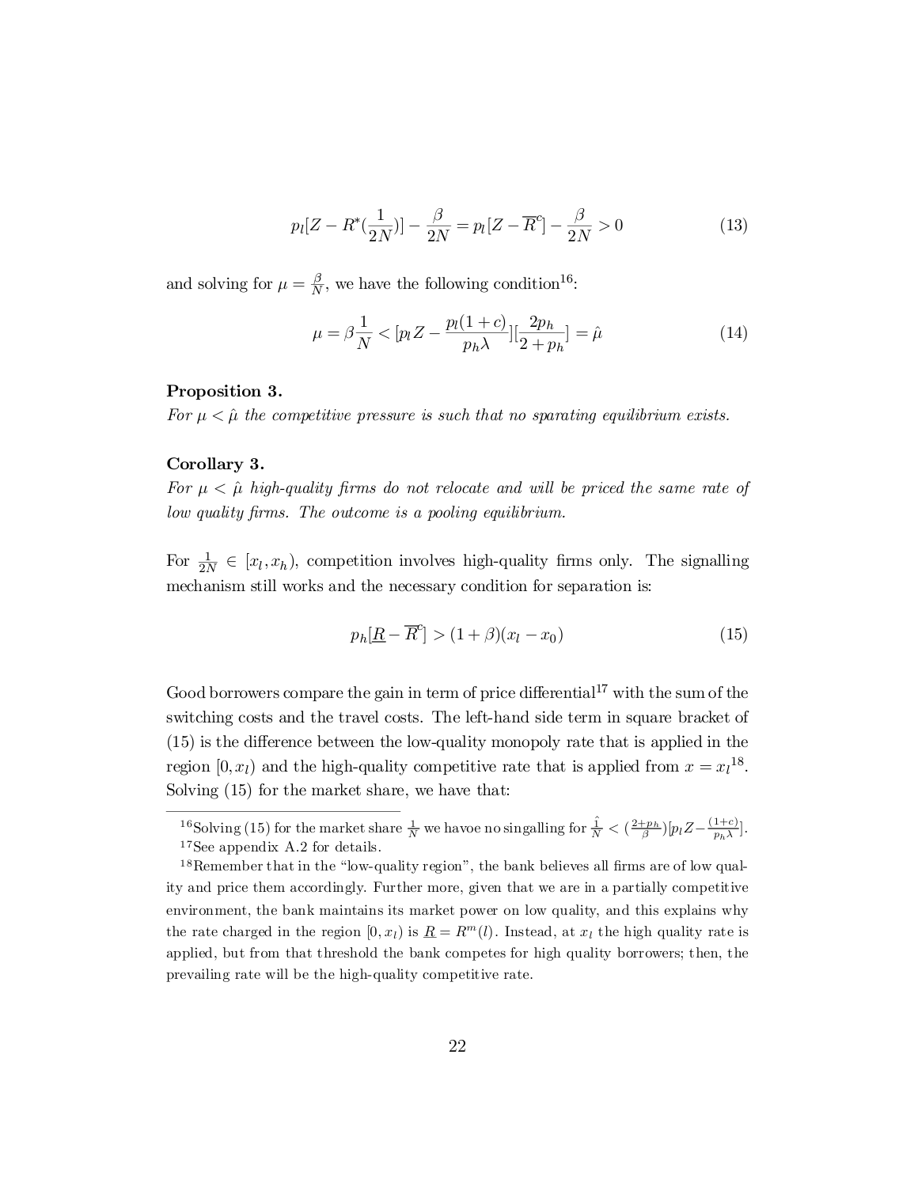$$p_l[Z - R^*(\frac{1}{2N})] - \frac{\beta}{2N} = p_l[Z - \overline{R}^c] - \frac{\beta}{2N} > 0 \tag{13}$$

and solving for $\mu = \frac{\beta}{N}$, we have the following condition[16]:

$$\mu = \beta\frac{1}{N} < [p_l Z - \frac{p_l(1+c)}{p_h \lambda}][\frac{2p_h}{2+p_h}] = \hat{\mu} \tag{14}$$

**Proposition 3.**
*For $\mu < \hat{\mu}$ the competitive pressure is such that no sparating equilibrium exists.*

**Corollary 3.**
*For $\mu < \hat{\mu}$ high-quality firms do not relocate and will be priced the same rate of low quality firms. The outcome is a pooling equilibrium.*

For $\frac{1}{2N} \in [x_l, x_h)$, competition involves high-quality firms only. The signalling mechanism still works and the necessary condition for separation is:

$$p_h[\underline{R} - \overline{R}^c] > (1+\beta)(x_l - x_0) \tag{15}$$

Good borrowers compare the gain in term of price differential[17] with the sum of the switching costs and the travel costs. The left-hand side term in square bracket of (15) is the difference between the low-quality monopoly rate that is applied in the region $[0, x_l)$ and the high-quality competitive rate that is applied from $x = x_l$[18]. Solving (15) for the market share, we have that:

---

[16] Solving (15) for the market share $\frac{1}{N}$ we havoe no singalling for $\frac{\hat{1}}{N} < (\frac{2+p_h}{\beta})[p_l Z - \frac{(1+c)}{p_h \lambda}]$.

[17] See appendix A.2 for details.

[18] Remember that in the "low-quality region", the bank believes all firms are of low quality and price them accordingly. Further more, given that we are in a partially competitive environment, the bank maintains its market power on low quality, and this explains why the rate charged in the region $[0, x_l)$ is $\underline{R} = R^m(l)$. Instead, at $x_l$ the high quality rate is applied, but from that threshold the bank competes for high quality borrowers; then, the prevailing rate will be the high-quality competitive rate.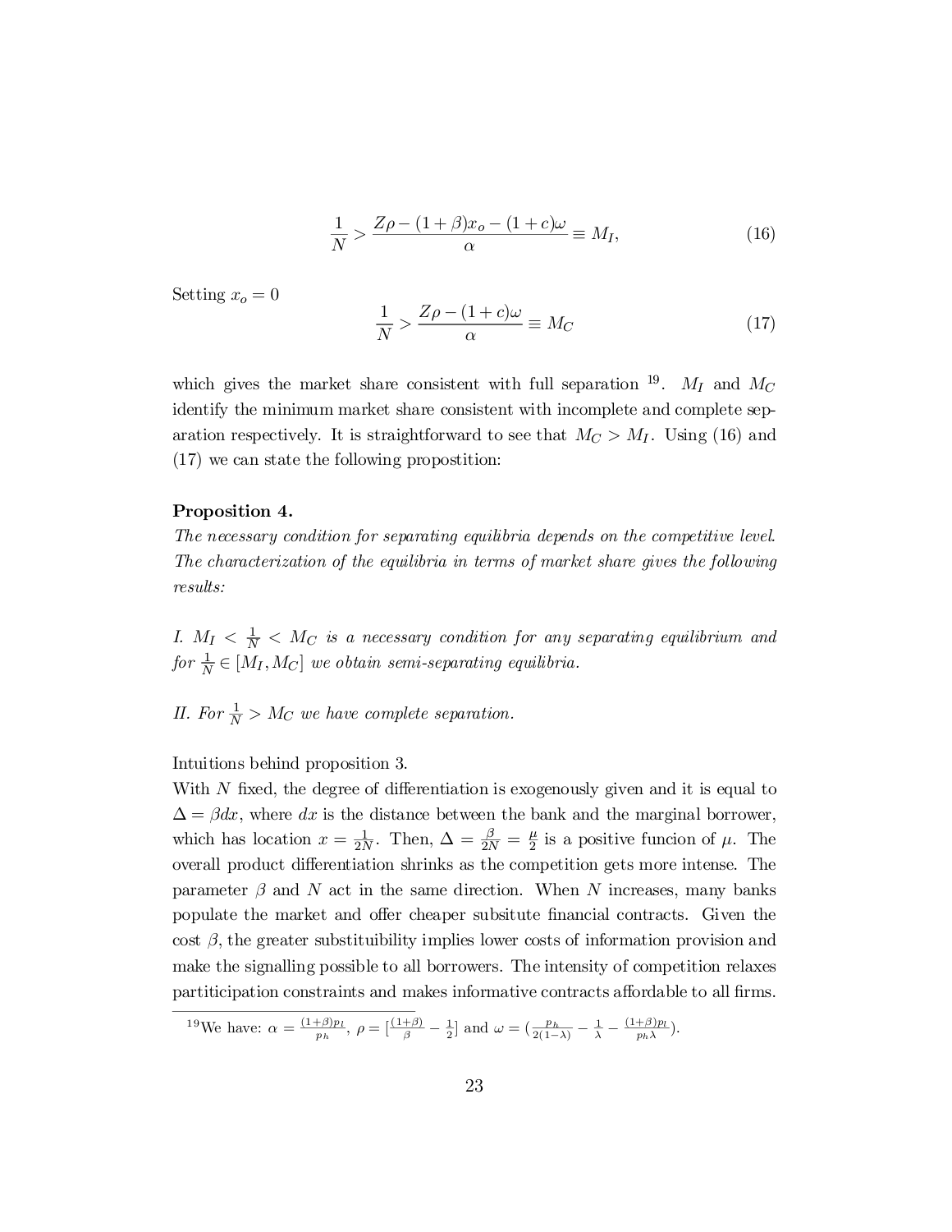$$\frac{1}{N} > \frac{Z\rho - (1+\beta)x_o - (1+c)\omega}{\alpha} \equiv M_I, \tag{16}$$

Setting $x_o = 0$

$$\frac{1}{N} > \frac{Z\rho - (1+c)\omega}{\alpha} \equiv M_C \tag{17}$$

which gives the market share consistent with full separation [19]. $M_I$ and $M_C$ identify the minimum market share consistent with incomplete and complete separation respectively. It is straightforward to see that $M_C > M_I$. Using (16) and (17) we can state the following propostition:

**Proposition 4.**
*The necessary condition for separating equilibria depends on the competitive level. The characterization of the equilibria in terms of market share gives the following results:*

*I.* $M_I < \frac{1}{N} < M_C$ *is a necessary condition for any separating equilibrium and for* $\frac{1}{N} \in [M_I, M_C]$ *we obtain semi-separating equilibria.*

*II. For* $\frac{1}{N} > M_C$ *we have complete separation.*

Intuitions behind proposition 3.
With $N$ fixed, the degree of differentiation is exogenously given and it is equal to $\Delta = \beta dx$, where $dx$ is the distance between the bank and the marginal borrower, which has location $x = \frac{1}{2N}$. Then, $\Delta = \frac{\beta}{2N} = \frac{\mu}{2}$ is a positive funcion of $\mu$. The overall product differentiation shrinks as the competition gets more intense. The parameter $\beta$ and $N$ act in the same direction. When $N$ increases, many banks populate the market and offer cheaper subsitute financial contracts. Given the cost $\beta$, the greater substituibility implies lower costs of information provision and make the signalling possible to all borrowers. The intensity of competition relaxes partiticipation constraints and makes informative contracts affordable to all firms.

[19] We have: $\alpha = \frac{(1+\beta)p_l}{p_h}$, $\rho = [\frac{(1+\beta)}{\beta} - \frac{1}{2}]$ and $\omega = (\frac{p_h}{2(1-\lambda)} - \frac{1}{\lambda} - \frac{(1+\beta)p_l}{p_h \lambda})$.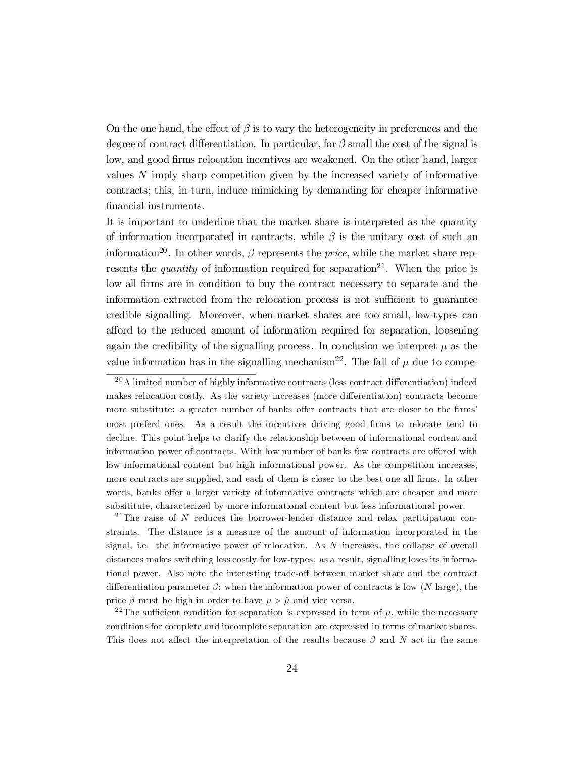On the one hand, the effect of $\beta$ is to vary the heterogeneity in preferences and the degree of contract differentiation. In particular, for $\beta$ small the cost of the signal is low, and good firms relocation incentives are weakened. On the other hand, larger values $N$ imply sharp competition given by the increased variety of informative contracts; this, in turn, induce mimicking by demanding for cheaper informative financial instruments.

It is important to underline that the market share is interpreted as the quantity of information incorporated in contracts, while $\beta$ is the unitary cost of such an information[20]. In other words, $\beta$ represents the *price*, while the market share represents the *quantity* of information required for separation[21]. When the price is low all firms are in condition to buy the contract necessary to separate and the information extracted from the relocation process is not sufficient to guarantee credible signalling. Moreover, when market shares are too small, low-types can afford to the reduced amount of information required for separation, loosening again the credibility of the signalling process. In conclusion we interpret $\mu$ as the value information has in the signalling mechanism[22]. The fall of $\mu$ due to compe-

[20] A limited number of highly informative contracts (less contract differentiation) indeed makes relocation costly. As the variety increases (more differentiation) contracts become more substitute: a greater number of banks offer contracts that are closer to the firms' most preferd ones. As a result the incentives driving good firms to relocate tend to decline. This point helps to clarify the relationship between of informational content and information power of contracts. With low number of banks few contracts are offered with low informational content but high informational power. As the competition increases, more contracts are supplied, and each of them is closer to the best one all firms. In other words, banks offer a larger variety of informative contracts which are cheaper and more subsititute, characterized by more informational content but less informational power.

[21] The raise of $N$ reduces the borrower-lender distance and relax partitipation constraints. The distance is a measure of the amount of information incorporated in the signal, i.e. the informative power of relocation. As $N$ increases, the collapse of overall distances makes switching less costly for low-types: as a result, signalling loses its informational power. Also note the interesting trade-off between market share and the contract differentiation parameter $\beta$: when the information power of contracts is low ($N$ large), the price $\beta$ must be high in order to have $\mu > \hat{\mu}$ and vice versa.

[22] The sufficient condition for separation is expressed in term of $\mu$, while the necessary conditions for complete and incomplete separation are expressed in terms of market shares. This does not affect the interpretation of the results because $\beta$ and $N$ act in the same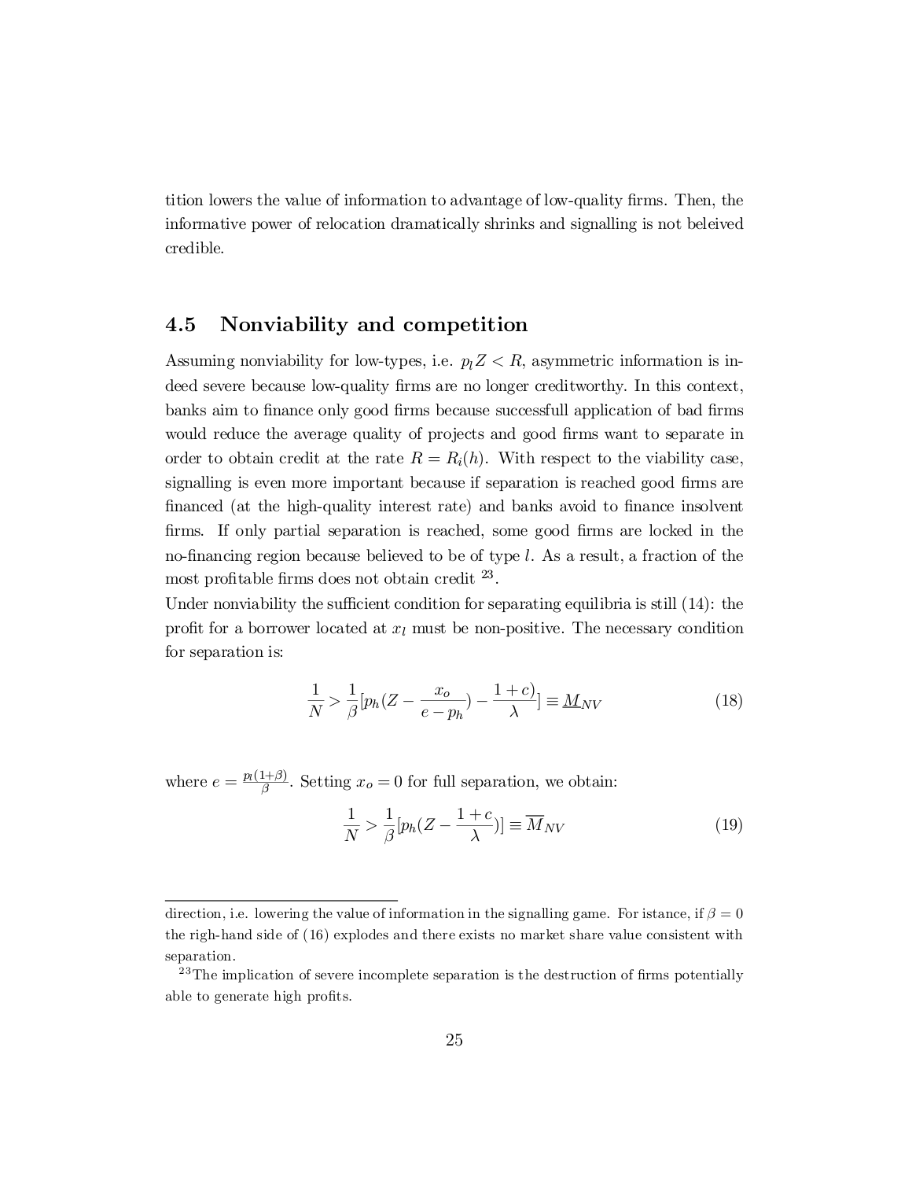tition lowers the value of information to advantage of low-quality firms. Then, the informative power of relocation dramatically shrinks and signalling is not beleived credible.

### 4.5 Nonviability and competition

Assuming nonviability for low-types, i.e. $p_l Z < R$, asymmetric information is indeed severe because low-quality firms are no longer creditworthy. In this context, banks aim to finance only good firms because successfull application of bad firms would reduce the average quality of projects and good firms want to separate in order to obtain credit at the rate $R = R_i(h)$. With respect to the viability case, signalling is even more important because if separation is reached good firms are financed (at the high-quality interest rate) and banks avoid to finance insolvent firms. If only partial separation is reached, some good firms are locked in the no-financing region because believed to be of type $l$. As a result, a fraction of the most profitable firms does not obtain credit [23].

Under nonviability the sufficient condition for separating equilibria is still (14): the profit for a borrower located at $x_l$ must be non-positive. The necessary condition for separation is:

$$\frac{1}{N} > \frac{1}{\beta}[p_h(Z - \frac{x_o}{e - p_h}) - \frac{1+c)}{\lambda}] \equiv \underline{M}_{NV} \tag{18}$$

where $e = \frac{p_l(1+\beta)}{\beta}$. Setting $x_o = 0$ for full separation, we obtain:

$$\frac{1}{N} > \frac{1}{\beta}[p_h(Z - \frac{1+c}{\lambda})] \equiv \overline{M}_{NV} \tag{19}$$

---

direction, i.e. lowering the value of information in the signalling game. For istance, if $\beta = 0$ the righ-hand side of (16) explodes and there exists no market share value consistent with separation.

[23] The implication of severe incomplete separation is the destruction of firms potentially able to generate high profits.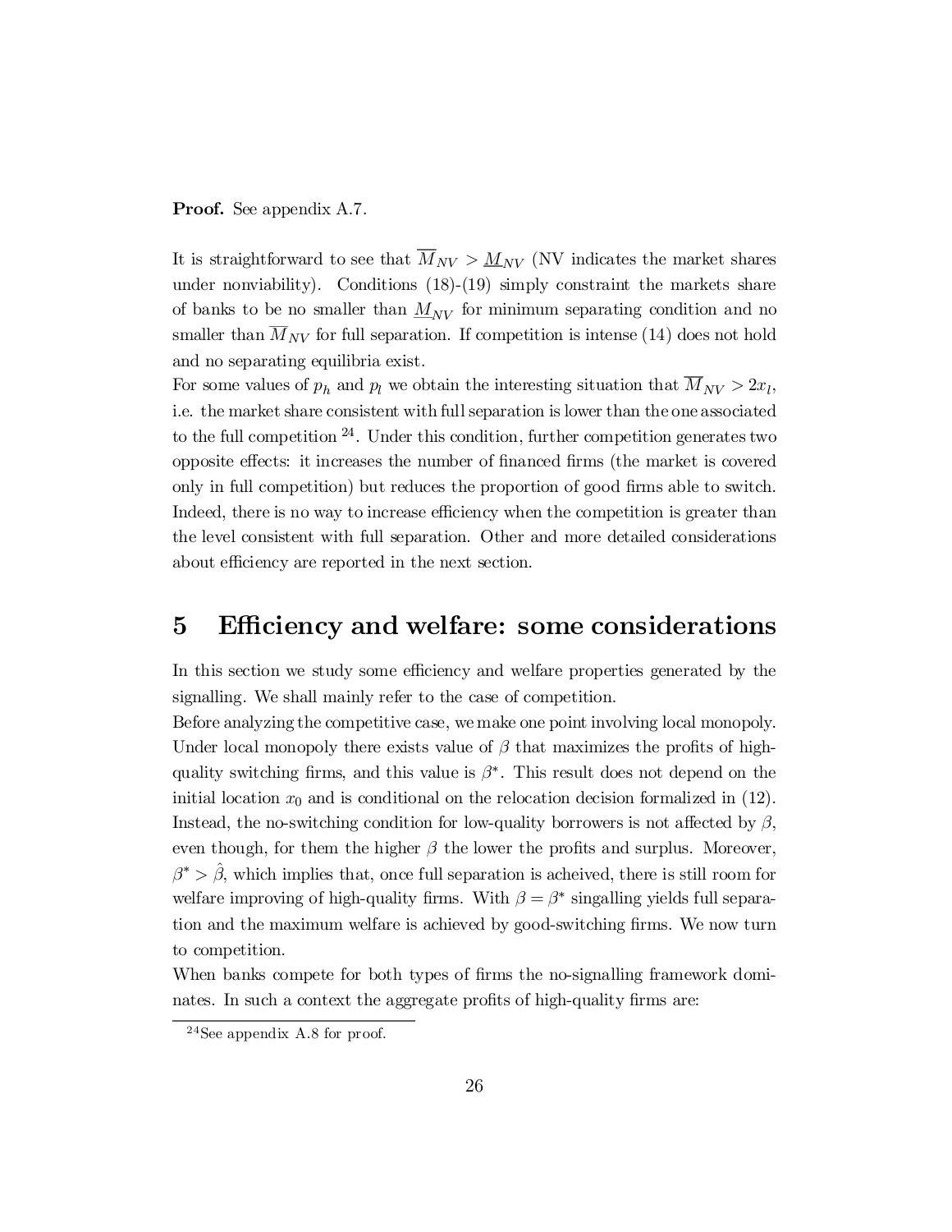**Proof.** See appendix A.7.

It is straightforward to see that $\overline{M}_{NV} > \underline{M}_{NV}$ (NV indicates the market shares under nonviability). Conditions (18)-(19) simply constraint the markets share of banks to be no smaller than $\underline{M}_{NV}$ for minimum separating condition and no smaller than $\overline{M}_{NV}$ for full separation. If competition is intense (14) does not hold and no separating equilibria exist.

For some values of $p_h$ and $p_l$ we obtain the interesting situation that $\overline{M}_{NV} > 2x_l$, i.e. the market share consistent with full separation is lower than the one associated to the full competition [24]. Under this condition, further competition generates two opposite effects: it increases the number of financed firms (the market is covered only in full competition) but reduces the proportion of good firms able to switch. Indeed, there is no way to increase efficiency when the competition is greater than the level consistent with full separation. Other and more detailed considerations about efficiency are reported in the next section.

# 5 Efficiency and welfare: some considerations

In this section we study some efficiency and welfare properties generated by the signalling. We shall mainly refer to the case of competition.

Before analyzing the competitive case, we make one point involving local monopoly. Under local monopoly there exists value of $\beta$ that maximizes the profits of high-quality switching firms, and this value is $\beta^*$. This result does not depend on the initial location $x_0$ and is conditional on the relocation decision formalized in (12). Instead, the no-switching condition for low-quality borrowers is not affected by $\beta$, even though, for them the higher $\beta$ the lower the profits and surplus. Moreover, $\beta^* > \hat{\beta}$, which implies that, once full separation is acheived, there is still room for welfare improving of high-quality firms. With $\beta = \beta^*$ singalling yields full separation and the maximum welfare is achieved by good-switching firms. We now turn to competition.

When banks compete for both types of firms the no-signalling framework dominates. In such a context the aggregate profits of high-quality firms are:

[24] See appendix A.8 for proof.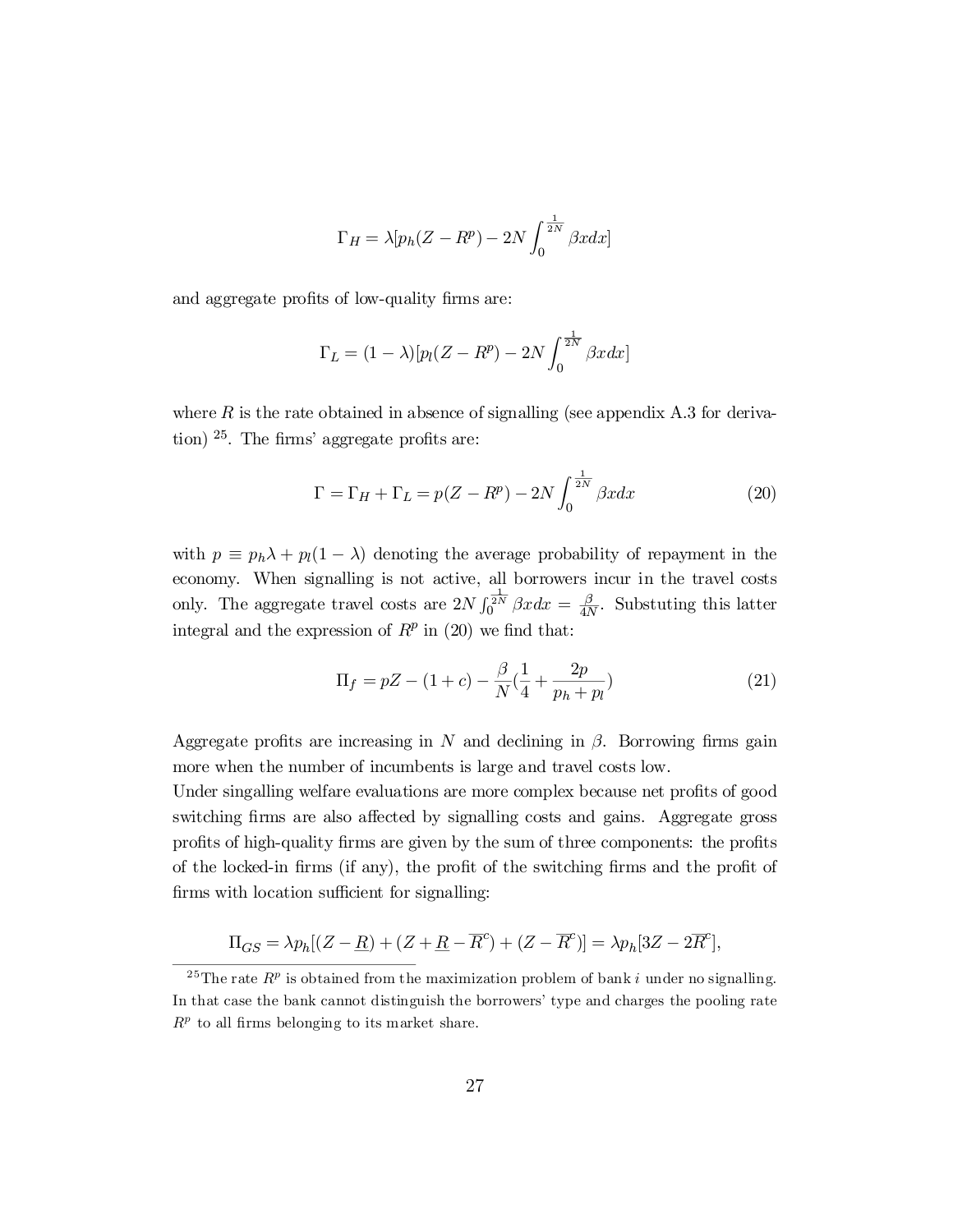$$\Gamma_H = \lambda[p_h(Z - R^p) - 2N \int_0^{\frac{1}{2N}} \beta x dx]$$

and aggregate profits of low-quality firms are:

$$\Gamma_L = (1 - \lambda)[p_l(Z - R^p) - 2N \int_0^{\frac{1}{2N}} \beta x dx]$$

where $R$ is the rate obtained in absence of signalling (see appendix A.3 for derivation) [25]. The firms' aggregate profits are:

$$\Gamma = \Gamma_H + \Gamma_L = p(Z - R^p) - 2N \int_0^{\frac{1}{2N}} \beta x dx \tag{20}$$

with $p \equiv p_h\lambda + p_l(1 - \lambda)$ denoting the average probability of repayment in the economy. When signalling is not active, all borrowers incur in the travel costs only. The aggregate travel costs are $2N \int_0^{\frac{1}{2N}} \beta x dx = \frac{\beta}{4N}$. Substuting this latter integral and the expression of $R^p$ in (20) we find that:

$$\Pi_f = pZ - (1 + c) - \frac{\beta}{N}(\frac{1}{4} + \frac{2p}{p_h + p_l}) \tag{21}$$

Aggregate profits are increasing in $N$ and declining in $\beta$. Borrowing firms gain more when the number of incumbents is large and travel costs low.

Under singalling welfare evaluations are more complex because net profits of good switching firms are also affected by signalling costs and gains. Aggregate gross profits of high-quality firms are given by the sum of three components: the profits of the locked-in firms (if any), the profit of the switching firms and the profit of firms with location sufficient for signalling:

$$\Pi_{GS} = \lambda p_h[(Z - \underline{R}) + (Z + \underline{R} - \overline{R}^c) + (Z - \overline{R}^c)] = \lambda p_h[3Z - 2\overline{R}^c],$$

[25] The rate $R^p$ is obtained from the maximization problem of bank $i$ under no signalling. In that case the bank cannot distinguish the borrowers' type and charges the pooling rate $R^p$ to all firms belonging to its market share.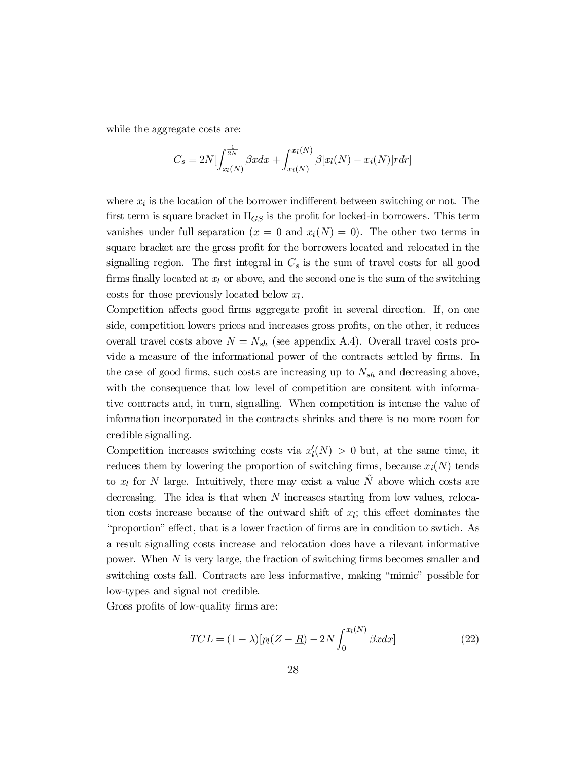while the aggregate costs are:

$$C_s = 2N[\int_{x_l(N)}^{\frac{1}{2N}} \beta x dx + \int_{x_i(N)}^{x_l(N)} \beta[x_l(N) - x_i(N)] r dr]$$

where $x_i$ is the location of the borrower indifferent between switching or not. The first term is square bracket in $\Pi_{GS}$ is the profit for locked-in borrowers. This term vanishes under full separation ($x = 0$ and $x_i(N) = 0$). The other two terms in square bracket are the gross profit for the borrowers located and relocated in the signalling region. The first integral in $C_s$ is the sum of travel costs for all good firms finally located at $x_l$ or above, and the second one is the sum of the switching costs for those previously located below $x_l$.

Competition affects good firms aggregate profit in several direction. If, on one side, competition lowers prices and increases gross profits, on the other, it reduces overall travel costs above $N = N_{sh}$ (see appendix A.4). Overall travel costs provide a measure of the informational power of the contracts settled by firms. In the case of good firms, such costs are increasing up to $N_{sh}$ and decreasing above, with the consequence that low level of competition are consitent with informative contracts and, in turn, signalling. When competition is intense the value of information incorporated in the contracts shrinks and there is no more room for credible signalling.

Competition increases switching costs via $x_l'(N) > 0$ but, at the same time, it reduces them by lowering the proportion of switching firms, because $x_i(N)$ tends to $x_l$ for $N$ large. Intuitively, there may exist a value $\tilde{N}$ above which costs are decreasing. The idea is that when $N$ increases starting from low values, relocation costs increase because of the outward shift of $x_l$; this effect dominates the "proportion" effect, that is a lower fraction of firms are in condition to swtich. As a result signalling costs increase and relocation does have a rilevant informative power. When $N$ is very large, the fraction of switching firms becomes smaller and switching costs fall. Contracts are less informative, making "mimic" possible for low-types and signal not credible.

Gross profits of low-quality firms are:

$$TCL = (1 - \lambda)[p_l(Z - \underline{R}) - 2N \int_0^{x_l(N)} \beta x dx] \tag{22}$$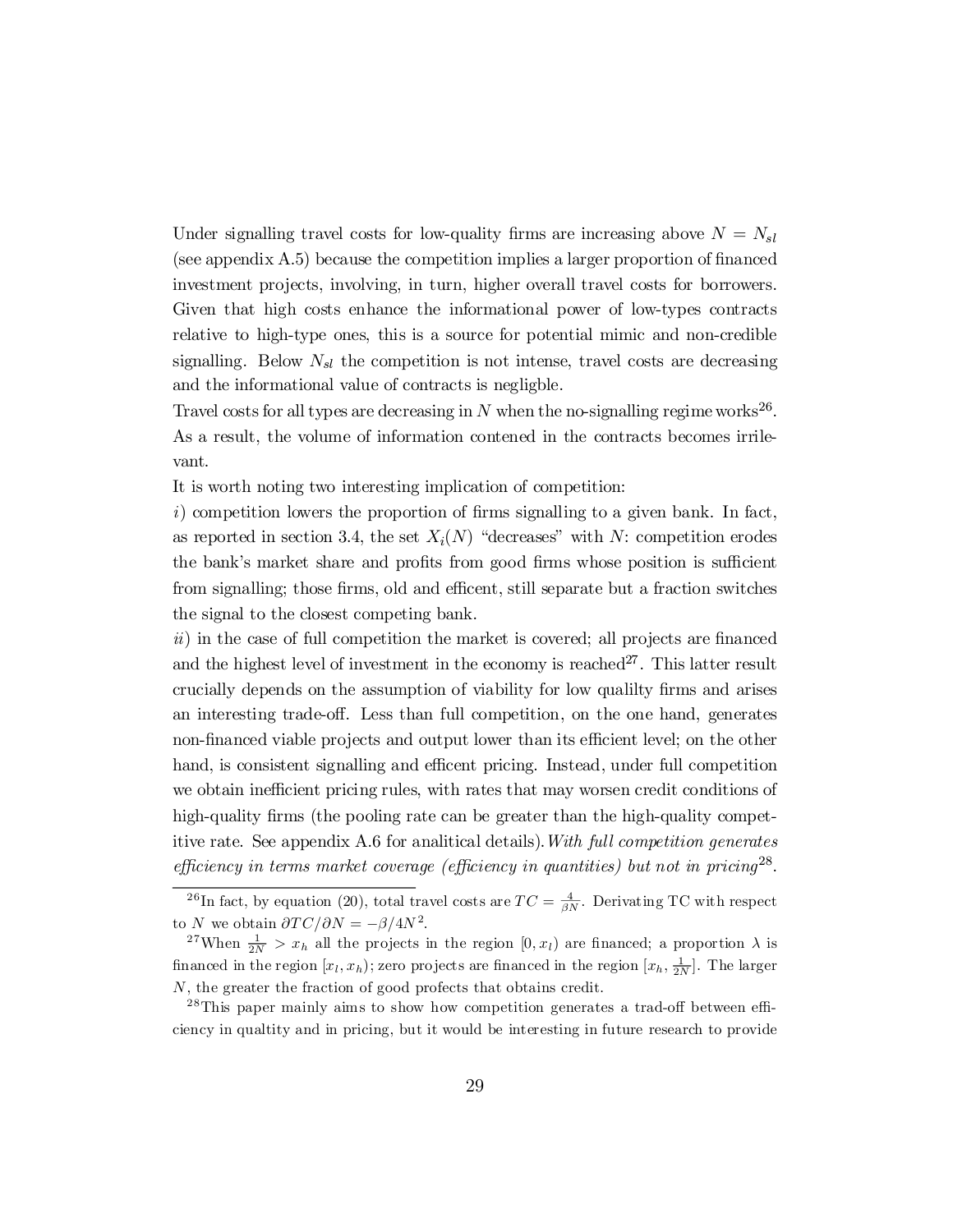Under signalling travel costs for low-quality firms are increasing above $N = N_{sl}$ (see appendix A.5) because the competition implies a larger proportion of financed investment projects, involving, in turn, higher overall travel costs for borrowers. Given that high costs enhance the informational power of low-types contracts relative to high-type ones, this is a source for potential mimic and non-credible signalling. Below $N_{sl}$ the competition is not intense, travel costs are decreasing and the informational value of contracts is negligble.

Travel costs for all types are decreasing in $N$ when the no-signalling regime works[26]. As a result, the volume of information contened in the contracts becomes irrilevant.

It is worth noting two interesting implication of competition:

*i*) competition lowers the proportion of firms signalling to a given bank. In fact, as reported in section 3.4, the set $X_i(N)$ "decreases" with $N$: competition erodes the bank's market share and profits from good firms whose position is sufficient from signalling; those firms, old and efficent, still separate but a fraction switches the signal to the closest competing bank.

*ii*) in the case of full competition the market is covered; all projects are financed and the highest level of investment in the economy is reached[27]. This latter result crucially depends on the assumption of viability for low qualilty firms and arises an interesting trade-off. Less than full competition, on the one hand, generates non-financed viable projects and output lower than its efficient level; on the other hand, is consistent signalling and efficent pricing. Instead, under full competition we obtain inefficient pricing rules, with rates that may worsen credit conditions of high-quality firms (the pooling rate can be greater than the high-quality competitive rate. See appendix A.6 for analitical details). *With full competition generates efficiency in terms market coverage (efficiency in quantities) but not in pricing*[28].

---

[26] In fact, by equation (20), total travel costs are $TC = \frac{4}{\beta N}$. Derivating TC with respect to $N$ we obtain $\partial TC / \partial N = -\beta / 4N^2$.

[27] When $\frac{1}{2N} > x_h$ all the projects in the region $[0, x_l)$ are financed; a proportion $\lambda$ is financed in the region $[x_l, x_h)$; zero projects are financed in the region $[x_h, \frac{1}{2N}]$. The larger $N$, the greater the fraction of good profects that obtains credit.

[28] This paper mainly aims to show how competition generates a trad-off between efficiency in qualtity and in pricing, but it would be interesting in future research to provide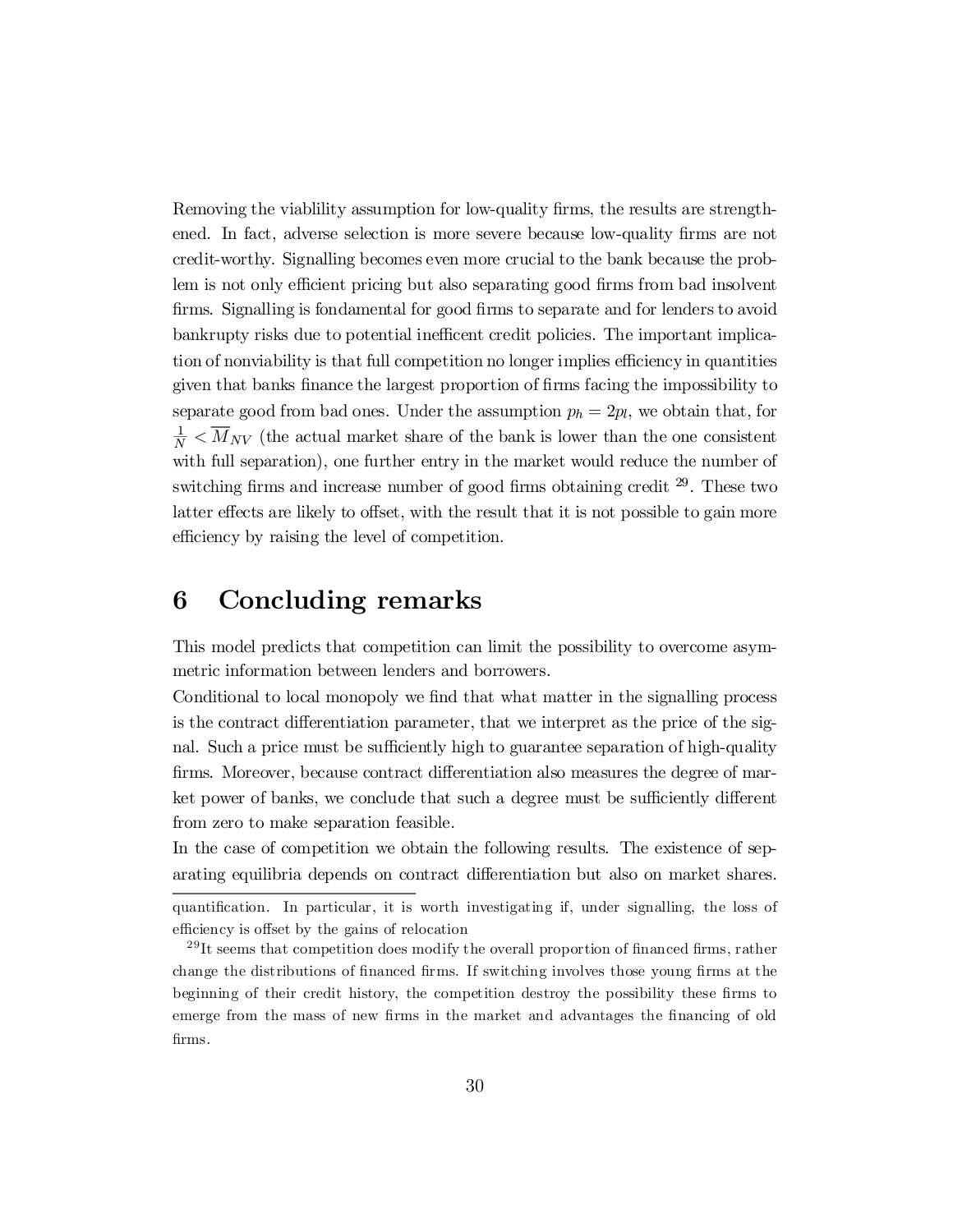Removing the viablility assumption for low-quality firms, the results are strengthened. In fact, adverse selection is more severe because low-quality firms are not credit-worthy. Signalling becomes even more crucial to the bank because the problem is not only efficient pricing but also separating good firms from bad insolvent firms. Signalling is fondamental for good firms to separate and for lenders to avoid bankrupty risks due to potential inefficent credit policies. The important implication of nonviability is that full competition no longer implies efficiency in quantities given that banks finance the largest proportion of firms facing the impossibility to separate good from bad ones. Under the assumption $p_h = 2p_l$, we obtain that, for $\frac{1}{N} < \overline{M}_{NV}$ (the actual market share of the bank is lower than the one consistent with full separation), one further entry in the market would reduce the number of switching firms and increase number of good firms obtaining credit [29]. These two latter effects are likely to offset, with the result that it is not possible to gain more efficiency by raising the level of competition.

# 6 Concluding remarks

This model predicts that competition can limit the possibility to overcome asymmetric information between lenders and borrowers.

Conditional to local monopoly we find that what matter in the signalling process is the contract differentiation parameter, that we interpret as the price of the signal. Such a price must be sufficiently high to guarantee separation of high-quality firms. Moreover, because contract differentiation also measures the degree of market power of banks, we conclude that such a degree must be sufficiently different from zero to make separation feasible.

In the case of competition we obtain the following results. The existence of separating equilibria depends on contract differentiation but also on market shares.

---

quantification. In particular, it is worth investigating if, under signalling, the loss of efficiency is offset by the gains of relocation

[29] It seems that competition does modify the overall proportion of financed firms, rather change the distributions of financed firms. If switching involves those young firms at the beginning of their credit history, the competition destroy the possibility these firms to emerge from the mass of new firms in the market and advantages the financing of old firms.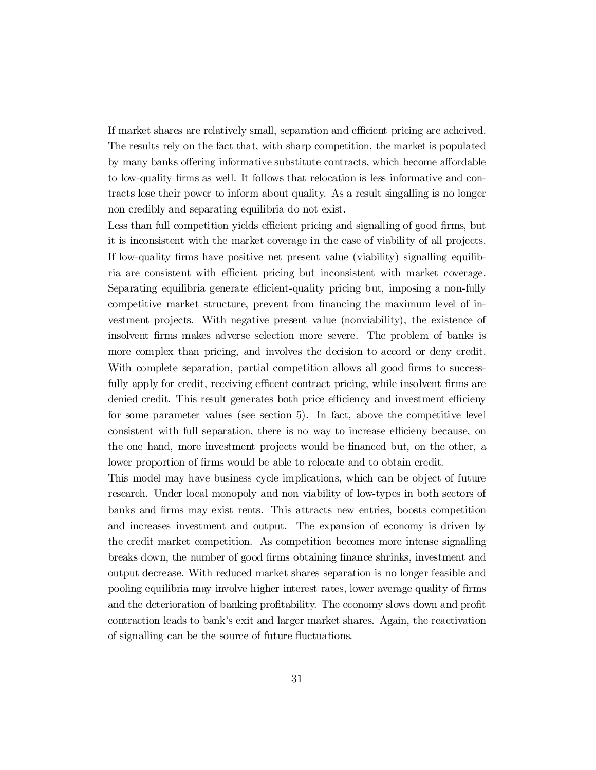If market shares are relatively small, separation and efficient pricing are acheived. The results rely on the fact that, with sharp competition, the market is populated by many banks offering informative substitute contracts, which become affordable to low-quality firms as well. It follows that relocation is less informative and contracts lose their power to inform about quality. As a result singalling is no longer non credibly and separating equilibria do not exist.

Less than full competition yields efficient pricing and signalling of good firms, but it is inconsistent with the market coverage in the case of viability of all projects. If low-quality firms have positive net present value (viability) signalling equilibria are consistent with efficient pricing but inconsistent with market coverage. Separating equilibria generate efficient-quality pricing but, imposing a non-fully competitive market structure, prevent from financing the maximum level of investment projects. With negative present value (nonviability), the existence of insolvent firms makes adverse selection more severe. The problem of banks is more complex than pricing, and involves the decision to accord or deny credit. With complete separation, partial competition allows all good firms to successfully apply for credit, receiving efficent contract pricing, while insolvent firms are denied credit. This result generates both price efficiency and investment efficieny for some parameter values (see section 5). In fact, above the competitive level consistent with full separation, there is no way to increase efficieny because, on the one hand, more investment projects would be financed but, on the other, a lower proportion of firms would be able to relocate and to obtain credit.

This model may have business cycle implications, which can be object of future research. Under local monopoly and non viability of low-types in both sectors of banks and firms may exist rents. This attracts new entries, boosts competition and increases investment and output. The expansion of economy is driven by the credit market competition. As competition becomes more intense signalling breaks down, the number of good firms obtaining finance shrinks, investment and output decrease. With reduced market shares separation is no longer feasible and pooling equilibria may involve higher interest rates, lower average quality of firms and the deterioration of banking profitability. The economy slows down and profit contraction leads to bank's exit and larger market shares. Again, the reactivation of signalling can be the source of future fluctuations.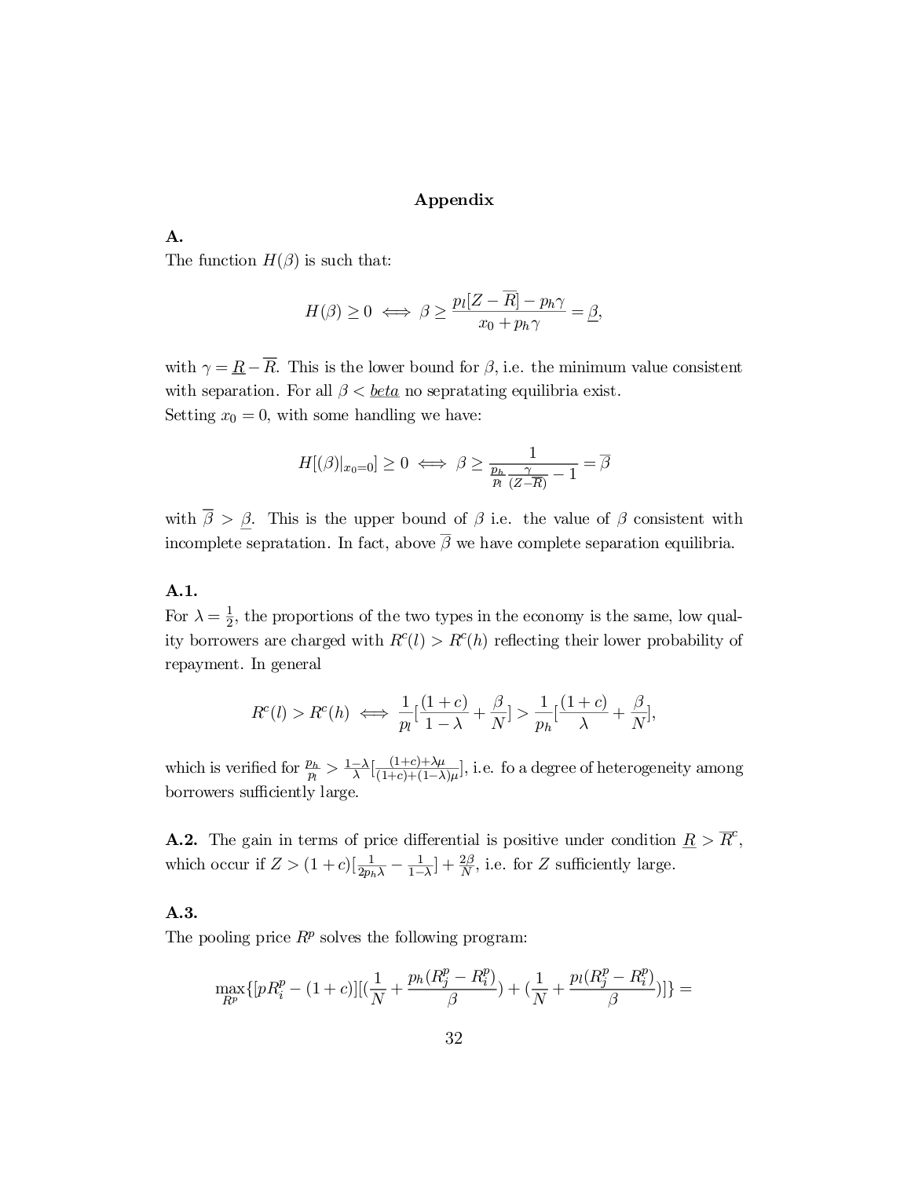**Appendix**

**A.**

The function $H(\beta)$ is such that:

$$H(\beta) \geq 0 \iff \beta \geq \frac{p_l[Z - \overline{R}] - p_h\gamma}{x_0 + p_h\gamma} = \underline{\beta},$$

with $\gamma = \underline{R} - \overline{R}$. This is the lower bound for $\beta$, i.e. the minimum value consistent with separation. For all $\beta < \underline{beta}$ no sepratating equilibria exist.

Setting $x_0 = 0$, with some handling we have:

$$H[(\beta)|_{x_0=0}] \geq 0 \iff \beta \geq \frac{1}{\frac{p_h}{p_l}\frac{\gamma}{(Z-\overline{R})} - 1} = \overline{\beta}$$

with $\overline{\beta} > \underline{\beta}$. This is the upper bound of $\beta$ i.e. the value of $\beta$ consistent with incomplete sepratation. In fact, above $\overline{\beta}$ we have complete separation equilibria.

**A.1.**

For $\lambda = \frac{1}{2}$, the proportions of the two types in the economy is the same, low quality borrowers are charged with $R^c(l) > R^c(h)$ reflecting their lower probability of repayment. In general

$$R^c(l) > R^c(h) \iff \frac{1}{p_l}[\frac{(1+c)}{1-\lambda} + \frac{\beta}{N}] > \frac{1}{p_h}[\frac{(1+c)}{\lambda} + \frac{\beta}{N}],$$

which is verified for $\frac{p_h}{p_l} > \frac{1-\lambda}{\lambda}[\frac{(1+c)+\lambda\mu}{(1+c)+(1-\lambda)\mu}]$, i.e. fo a degree of heterogeneity among borrowers sufficiently large.

**A.2.** The gain in terms of price differential is positive under condition $\underline{R} > \overline{R}^c$, which occur if $Z > (1+c)[\frac{1}{2p_h\lambda} - \frac{1}{1-\lambda}] + \frac{2\beta}{N}$, i.e. for $Z$ sufficiently large.

**A.3.**

The pooling price $R^p$ solves the following program:

$$\max_{R^p}\{[pR_i^p - (1+c)][(\frac{1}{N} + \frac{p_h(R_j^p - R_i^p)}{\beta}) + (\frac{1}{N} + \frac{p_l(R_j^p - R_i^p)}{\beta})]\} =$$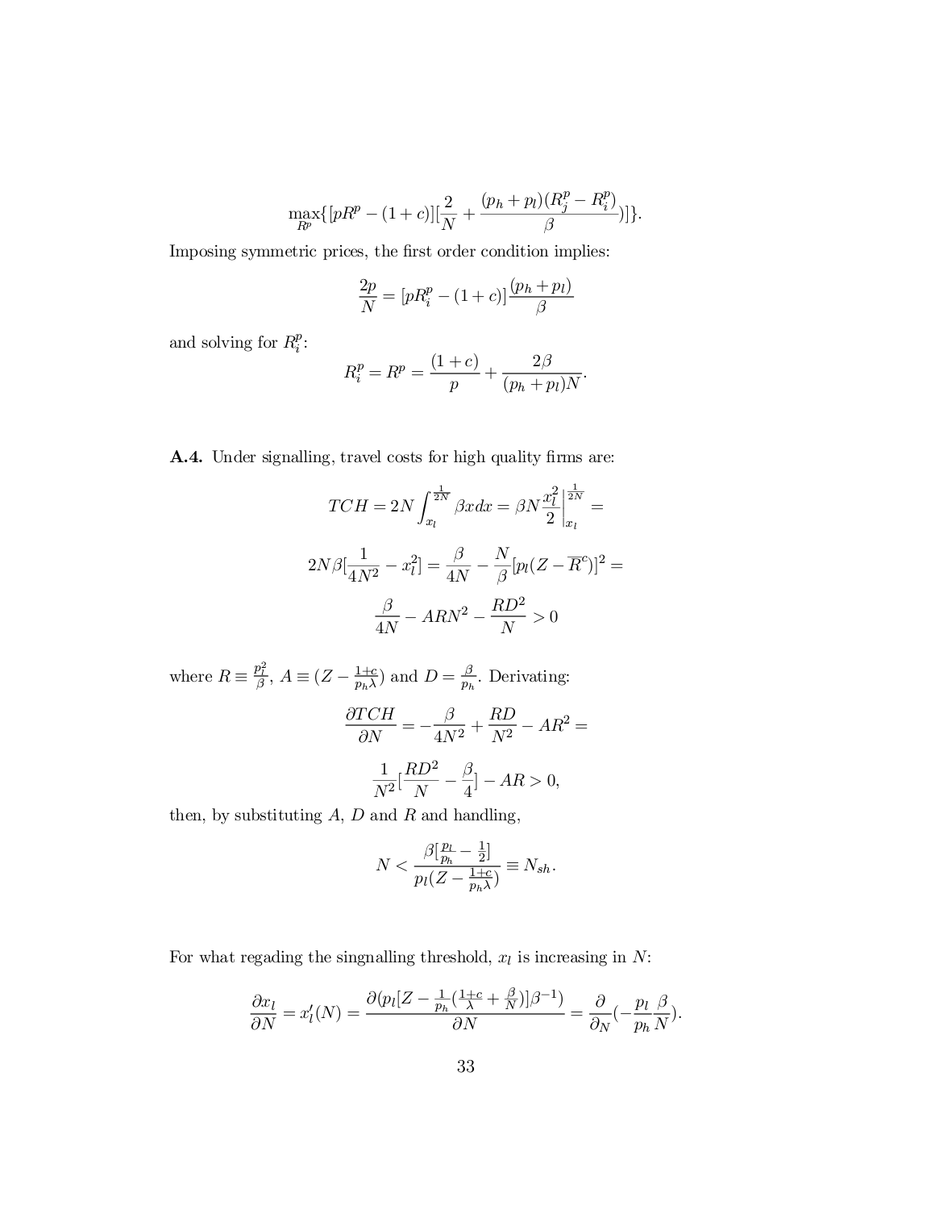$$\max_{R^p}\{[pR^p - (1+c)][\frac{2}{N} + \frac{(p_h+p_l)(R_j^p - R_i^p)}{\beta})]\}.$$

Imposing symmetric prices, the first order condition implies:

$$\frac{2p}{N} = [pR_i^p - (1+c)]\frac{(p_h+p_l)}{\beta}$$

and solving for $R_i^p$:

$$R_i^p = R^p = \frac{(1+c)}{p} + \frac{2\beta}{(p_h+p_l)N}.$$

**A.4.** Under signalling, travel costs for high quality firms are:

$$TCH = 2N\int_{x_l}^{\frac{1}{2N}} \beta x dx = \beta N \frac{x_l^2}{2}\Big|_{x_l}^{\frac{1}{2N}} =$$

$$2N\beta[\frac{1}{4N^2} - x_l^2] = \frac{\beta}{4N} - \frac{N}{\beta}[p_l(Z - \overline{R}^c)]^2 =$$

$$\frac{\beta}{4N} - ARN^2 - \frac{RD^2}{N} > 0$$

where $R \equiv \frac{p_l^2}{\beta}$, $A \equiv (Z - \frac{1+c}{p_h \lambda})$ and $D = \frac{\beta}{p_h}$. Derivating:

$$\frac{\partial TCH}{\partial N} = -\frac{\beta}{4N^2} + \frac{RD}{N^2} - AR^2 =$$

$$\frac{1}{N^2}[\frac{RD^2}{N} - \frac{\beta}{4}] - AR > 0,$$

then, by substituting $A$, $D$ and $R$ and handling,

$$N < \frac{\beta[\frac{p_l}{p_h} - \frac{1}{2}]}{p_l(Z - \frac{1+c}{p_h \lambda})} \equiv N_{sh}.$$

For what regading the singnalling threshold, $x_l$ is increasing in $N$:

$$\frac{\partial x_l}{\partial N} = x_l'(N) = \frac{\partial(p_l[Z - \frac{1}{p_h}(\frac{1+c}{\lambda} + \frac{\beta}{N})]\beta^{-1})}{\partial N} = \frac{\partial}{\partial_N}(-\frac{p_l}{p_h}\frac{\beta}{N}).$$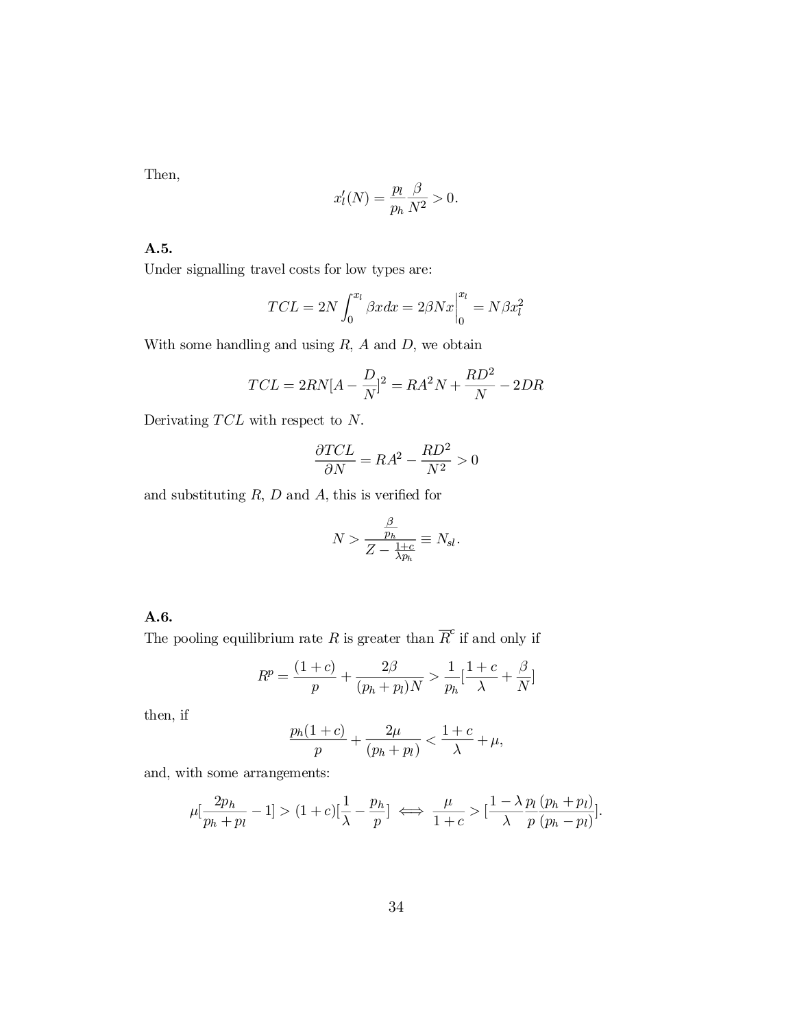Then,

$$x_l'(N) = \frac{p_l}{p_h}\frac{\beta}{N^2} > 0.$$

**A.5.**

Under signalling travel costs for low types are:

$$TCL = 2N\int_0^{x_l} \beta x dx = 2\beta N x\Big|_0^{x_l} = N\beta x_l^2$$

With some handling and using $R$, $A$ and $D$, we obtain

$$TCL = 2RN[A - \frac{D}{N}]^2 = RA^2N + \frac{RD^2}{N} - 2DR$$

Derivating $TCL$ with respect to $N$.

$$\frac{\partial TCL}{\partial N} = RA^2 - \frac{RD^2}{N^2} > 0$$

and substituting $R$, $D$ and $A$, this is verified for

$$N > \frac{\frac{\beta}{p_h}}{Z - \frac{1+c}{\lambda p_h}} \equiv N_{sl}.$$

**A.6.**

The pooling equilibrium rate $R$ is greater than $\overline{R}^c$ if and only if

$$R^p = \frac{(1+c)}{p} + \frac{2\beta}{(p_h + p_l)N} > \frac{1}{p_h}[\frac{1+c}{\lambda} + \frac{\beta}{N}]$$

then, if

$$\frac{p_h(1+c)}{p} + \frac{2\mu}{(p_h + p_l)} < \frac{1+c}{\lambda} + \mu,$$

and, with some arrangements:

$$\mu[\frac{2p_h}{p_h + p_l} - 1] > (1+c)[\frac{1}{\lambda} - \frac{p_h}{p}] \iff \frac{\mu}{1+c} > [\frac{1-\lambda}{\lambda}\frac{p_l}{p}\frac{(p_h + p_l)}{(p_h - p_l)}].$$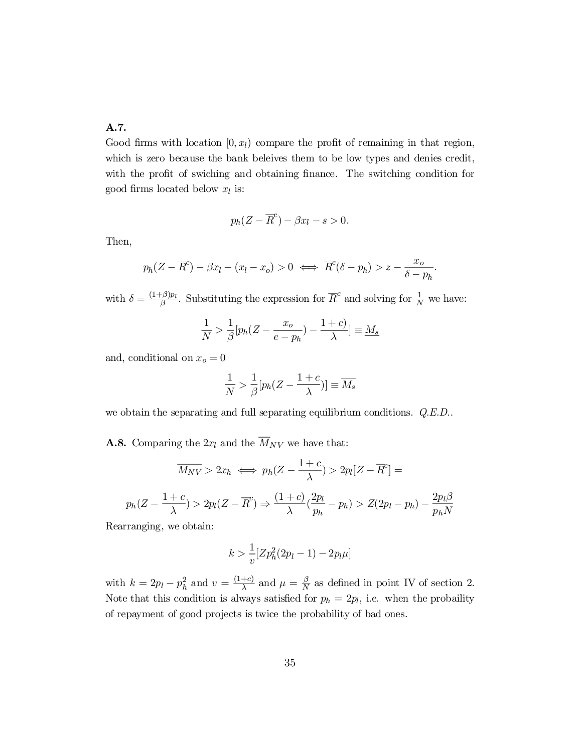**A.7.**
Good firms with location $[0, x_l)$ compare the profit of remaining in that region, which is zero because the bank beleives them to be low types and denies credit, with the profit of swiching and obtaining finance. The switching condition for good firms located below $x_l$ is:

$$p_h(Z - \overline{R}^c) - \beta x_l - s > 0.$$

Then,

$$p_h(Z - \overline{R}^c) - \beta x_l - (x_l - x_o) > 0 \iff \overline{R}^c(\delta - p_h) > z - \frac{x_o}{\delta - p_h}.$$

with $\delta = \frac{(1+\beta)p_l}{\beta}$. Substituting the expression for $\overline{R}^c$ and solving for $\frac{1}{N}$ we have:

$$\frac{1}{N} > \frac{1}{\beta}[p_h(Z - \frac{x_o}{e - p_h}) - \frac{1 + c)}{\lambda}] \equiv \underline{M_s}$$

and, conditional on $x_o = 0$

$$\frac{1}{N} > \frac{1}{\beta}[p_h(Z - \frac{1 + c}{\lambda})] \equiv \overline{M_s}$$

we obtain the separating and full separating equilibrium conditions. *Q.E.D.*.

**A.8.** Comparing the $2x_l$ and the $\overline{M}_{NV}$ we have that:

$$\overline{M_{NV}} > 2x_h \iff p_h(Z - \frac{1 + c}{\lambda}) > 2p_l[Z - \overline{R}^c] =$$

$$p_h(Z - \frac{1 + c}{\lambda}) > 2p_l(Z - \overline{R}^c) \Rightarrow \frac{(1 + c)}{\lambda}(\frac{2p_l}{p_h} - p_h) > Z(2p_l - p_h) - \frac{2p_l\beta}{p_h N}$$

Rearranging, we obtain:

$$k > \frac{1}{v}[Zp_h^2(2p_l - 1) - 2p_l\mu]$$

with $k = 2p_l - p_h^2$ and $v = \frac{(1+c)}{\lambda}$ and $\mu = \frac{\beta}{N}$ as defined in point IV of section 2. Note that this condition is always satisfied for $p_h = 2p_l$, i.e. when the probaility of repayment of good projects is twice the probability of bad ones.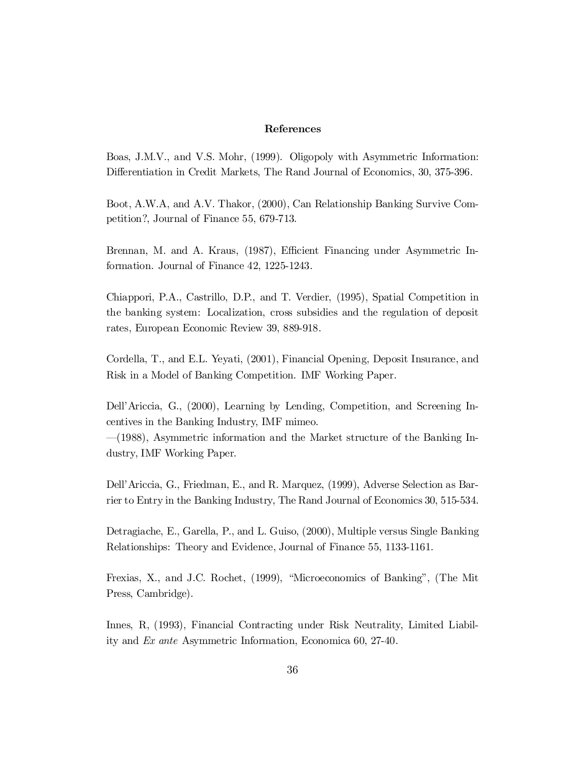## References

Boas, J.M.V., and V.S. Mohr, (1999). Oligopoly with Asymmetric Information: Differentiation in Credit Markets, The Rand Journal of Economics, 30, 375-396.

Boot, A.W.A, and A.V. Thakor, (2000), Can Relationship Banking Survive Competition?, Journal of Finance 55, 679-713.

Brennan, M. and A. Kraus, (1987), Efficient Financing under Asymmetric Information. Journal of Finance 42, 1225-1243.

Chiappori, P.A., Castrillo, D.P., and T. Verdier, (1995), Spatial Competition in the banking system: Localization, cross subsidies and the regulation of deposit rates, European Economic Review 39, 889-918.

Cordella, T., and E.L. Yeyati, (2001), Financial Opening, Deposit Insurance, and Risk in a Model of Banking Competition. IMF Working Paper.

Dell'Ariccia, G., (2000), Learning by Lending, Competition, and Screening Incentives in the Banking Industry, IMF mimeo.
—(1988), Asymmetric information and the Market structure of the Banking Industry, IMF Working Paper.

Dell'Ariccia, G., Friedman, E., and R. Marquez, (1999), Adverse Selection as Barrier to Entry in the Banking Industry, The Rand Journal of Economics 30, 515-534.

Detragiache, E., Garella, P., and L. Guiso, (2000), Multiple versus Single Banking Relationships: Theory and Evidence, Journal of Finance 55, 1133-1161.

Frexias, X., and J.C. Rochet, (1999), "Microeconomics of Banking", (The Mit Press, Cambridge).

Innes, R, (1993), Financial Contracting under Risk Neutrality, Limited Liability and *Ex ante* Asymmetric Information, Economica 60, 27-40.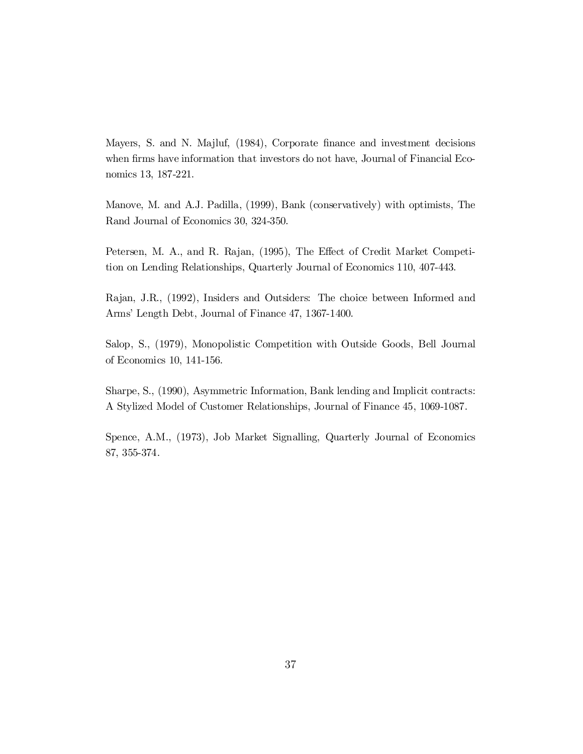Mayers, S. and N. Majluf, (1984), Corporate finance and investment decisions when firms have information that investors do not have, Journal of Financial Economics 13, 187-221.

Manove, M. and A.J. Padilla, (1999), Bank (conservatively) with optimists, The Rand Journal of Economics 30, 324-350.

Petersen, M. A., and R. Rajan, (1995), The Effect of Credit Market Competition on Lending Relationships, Quarterly Journal of Economics 110, 407-443.

Rajan, J.R., (1992), Insiders and Outsiders: The choice between Informed and Arms' Length Debt, Journal of Finance 47, 1367-1400.

Salop, S., (1979), Monopolistic Competition with Outside Goods, Bell Journal of Economics 10, 141-156.

Sharpe, S., (1990), Asymmetric Information, Bank lending and Implicit contracts: A Stylized Model of Customer Relationships, Journal of Finance 45, 1069-1087.

Spence, A.M., (1973), Job Market Signalling, Quarterly Journal of Economics 87, 355-374.